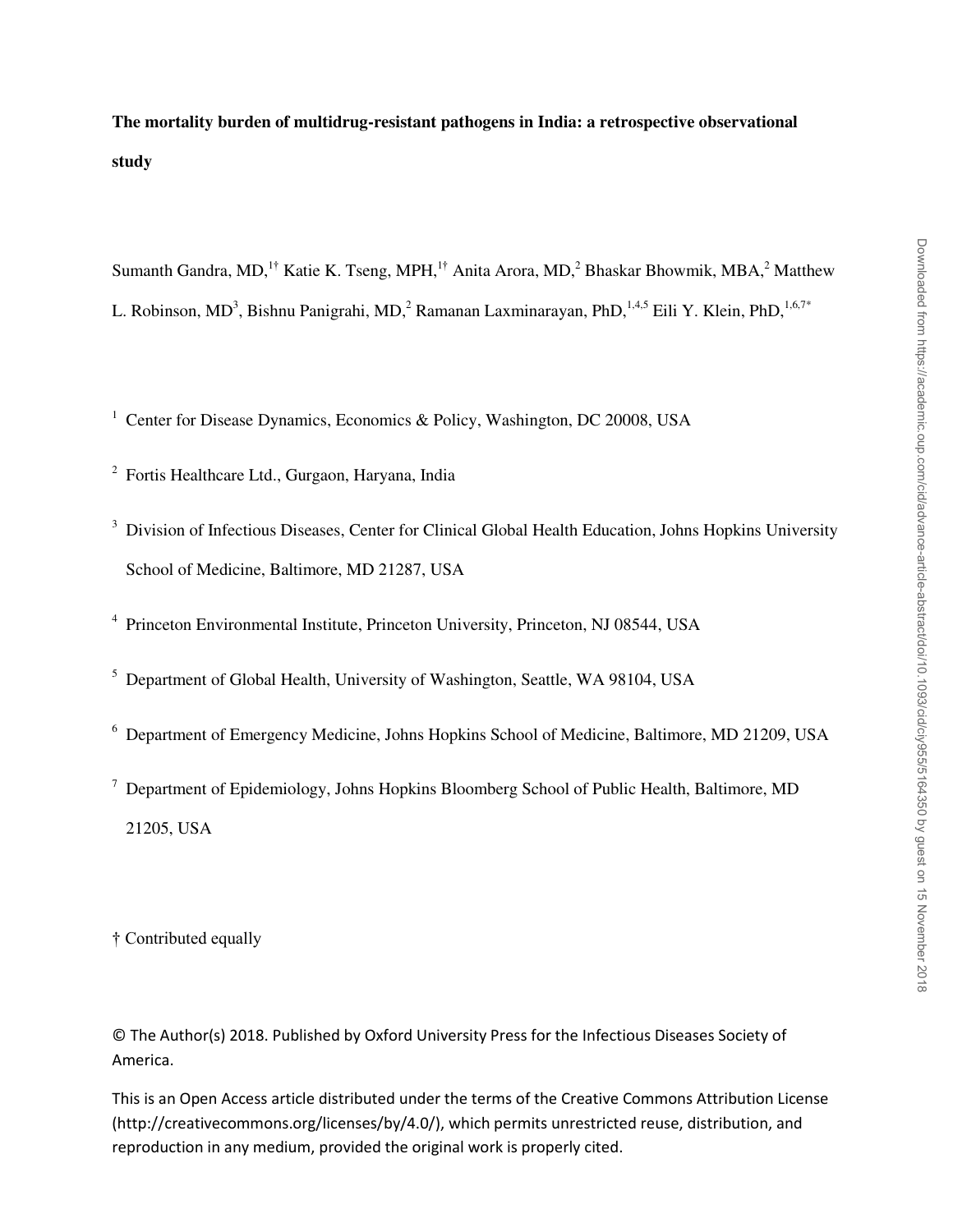**The mortality burden of multidrug-resistant pathogens in India: a retrospective observational study**

Sumanth Gandra, MD,[1†] Katie K. Tseng, MPH,[1†] Anita Arora, MD,[2] Bhaskar Bhowmik, MBA,[2] Matthew L. Robinson, MD[3], Bishnu Panigrahi, MD,[2] Ramanan Laxminarayan, PhD,[1,4,5] Eili Y. Klein, PhD,[1,6,7*]

[1] Center for Disease Dynamics, Economics & Policy, Washington, DC 20008, USA

[2] Fortis Healthcare Ltd., Gurgaon, Haryana, India

[3] Division of Infectious Diseases, Center for Clinical Global Health Education, Johns Hopkins University School of Medicine, Baltimore, MD 21287, USA

[4] Princeton Environmental Institute, Princeton University, Princeton, NJ 08544, USA

[5] Department of Global Health, University of Washington, Seattle, WA 98104, USA

[6] Department of Emergency Medicine, Johns Hopkins School of Medicine, Baltimore, MD 21209, USA

[7] Department of Epidemiology, Johns Hopkins Bloomberg School of Public Health, Baltimore, MD 21205, USA

† Contributed equally

© The Author(s) 2018. Published by Oxford University Press for the Infectious Diseases Society of America.

This is an Open Access article distributed under the terms of the Creative Commons Attribution License (http://creativecommons.org/licenses/by/4.0/), which permits unrestricted reuse, distribution, and reproduction in any medium, provided the original work is properly cited.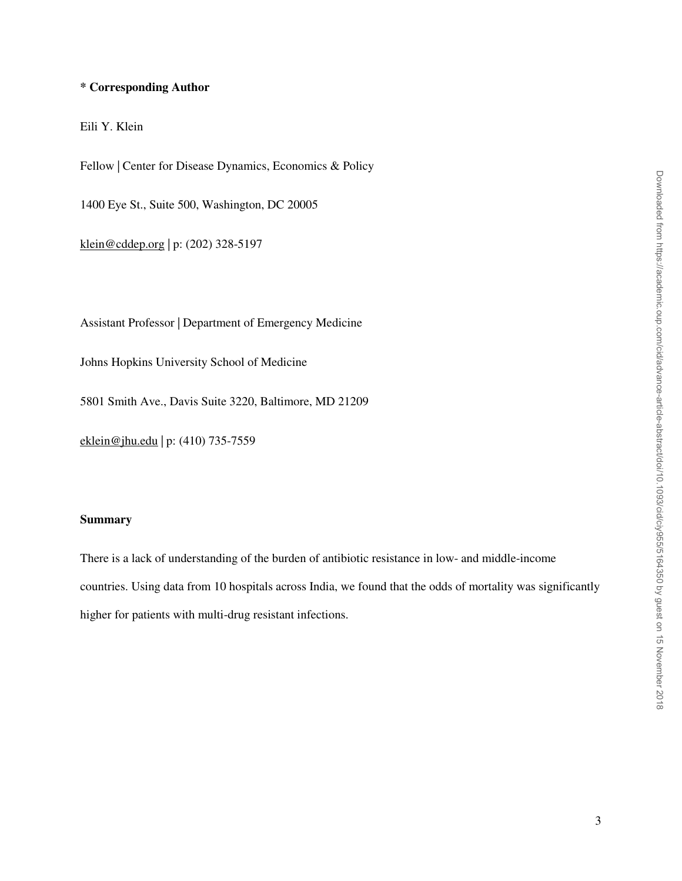**\* Corresponding Author**

Eili Y. Klein

Fellow | Center for Disease Dynamics, Economics & Policy

1400 Eye St., Suite 500, Washington, DC 20005

klein@cddep.org | p: (202) 328-5197

Assistant Professor | Department of Emergency Medicine

Johns Hopkins University School of Medicine

5801 Smith Ave., Davis Suite 3220, Baltimore, MD 21209

eklein@jhu.edu | p: (410) 735-7559

**Summary**

There is a lack of understanding of the burden of antibiotic resistance in low- and middle-income countries. Using data from 10 hospitals across India, we found that the odds of mortality was significantly higher for patients with multi-drug resistant infections.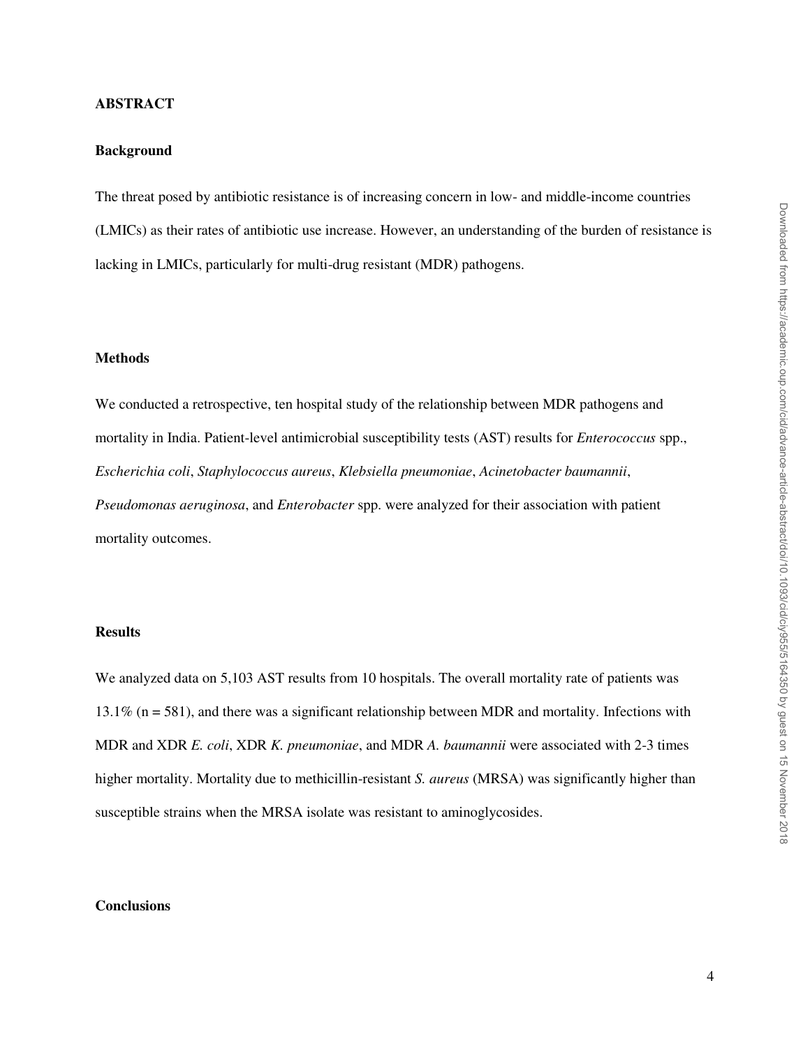## ABSTRACT

### Background

The threat posed by antibiotic resistance is of increasing concern in low- and middle-income countries (LMICs) as their rates of antibiotic use increase. However, an understanding of the burden of resistance is lacking in LMICs, particularly for multi-drug resistant (MDR) pathogens.

### Methods

We conducted a retrospective, ten hospital study of the relationship between MDR pathogens and mortality in India. Patient-level antimicrobial susceptibility tests (AST) results for *Enterococcus* spp., *Escherichia coli*, *Staphylococcus aureus*, *Klebsiella pneumoniae*, *Acinetobacter baumannii*, *Pseudomonas aeruginosa*, and *Enterobacter* spp. were analyzed for their association with patient mortality outcomes.

### Results

We analyzed data on 5,103 AST results from 10 hospitals. The overall mortality rate of patients was 13.1% (n = 581), and there was a significant relationship between MDR and mortality. Infections with MDR and XDR *E. coli*, XDR *K. pneumoniae*, and MDR *A. baumannii* were associated with 2-3 times higher mortality. Mortality due to methicillin-resistant *S. aureus* (MRSA) was significantly higher than susceptible strains when the MRSA isolate was resistant to aminoglycosides.

### Conclusions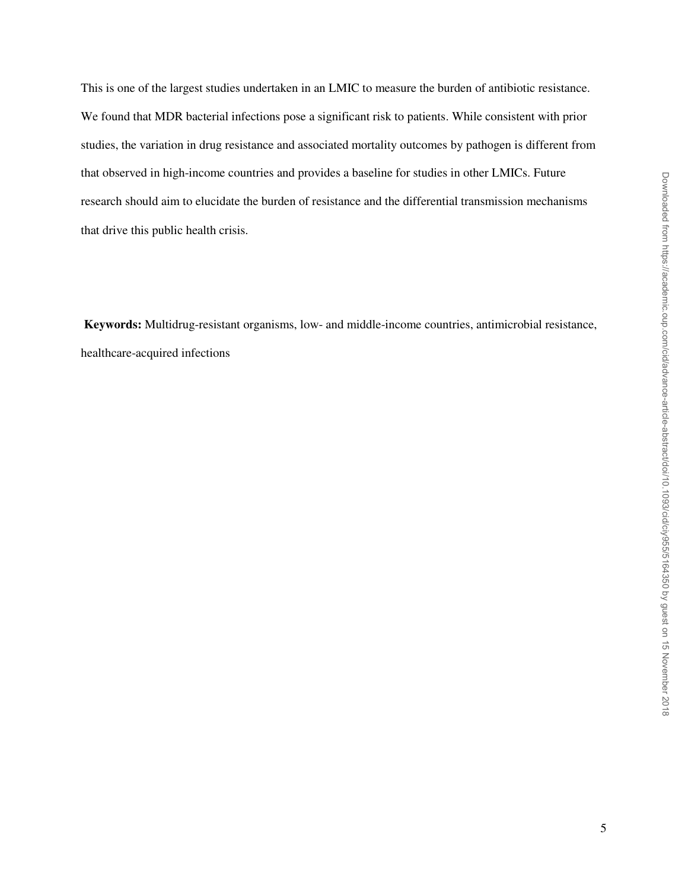This is one of the largest studies undertaken in an LMIC to measure the burden of antibiotic resistance. We found that MDR bacterial infections pose a significant risk to patients. While consistent with prior studies, the variation in drug resistance and associated mortality outcomes by pathogen is different from that observed in high-income countries and provides a baseline for studies in other LMICs. Future research should aim to elucidate the burden of resistance and the differential transmission mechanisms that drive this public health crisis.

**Keywords:** Multidrug-resistant organisms, low- and middle-income countries, antimicrobial resistance, healthcare-acquired infections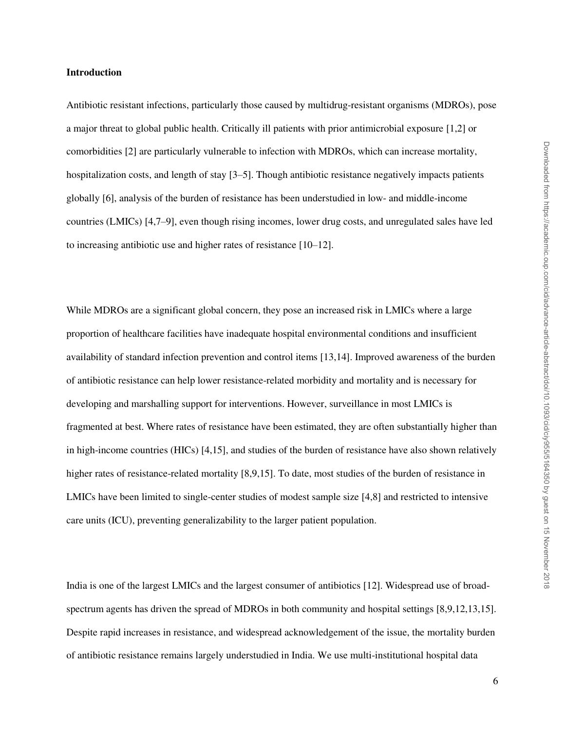## Introduction

Antibiotic resistant infections, particularly those caused by multidrug-resistant organisms (MDROs), pose a major threat to global public health. Critically ill patients with prior antimicrobial exposure [1,2] or comorbidities [2] are particularly vulnerable to infection with MDROs, which can increase mortality, hospitalization costs, and length of stay [3–5]. Though antibiotic resistance negatively impacts patients globally [6], analysis of the burden of resistance has been understudied in low- and middle-income countries (LMICs) [4,7–9], even though rising incomes, lower drug costs, and unregulated sales have led to increasing antibiotic use and higher rates of resistance [10–12].

While MDROs are a significant global concern, they pose an increased risk in LMICs where a large proportion of healthcare facilities have inadequate hospital environmental conditions and insufficient availability of standard infection prevention and control items [13,14]. Improved awareness of the burden of antibiotic resistance can help lower resistance-related morbidity and mortality and is necessary for developing and marshalling support for interventions. However, surveillance in most LMICs is fragmented at best. Where rates of resistance have been estimated, they are often substantially higher than in high-income countries (HICs) [4,15], and studies of the burden of resistance have also shown relatively higher rates of resistance-related mortality [8,9,15]. To date, most studies of the burden of resistance in LMICs have been limited to single-center studies of modest sample size [4,8] and restricted to intensive care units (ICU), preventing generalizability to the larger patient population.

India is one of the largest LMICs and the largest consumer of antibiotics [12]. Widespread use of broad-spectrum agents has driven the spread of MDROs in both community and hospital settings [8,9,12,13,15]. Despite rapid increases in resistance, and widespread acknowledgement of the issue, the mortality burden of antibiotic resistance remains largely understudied in India. We use multi-institutional hospital data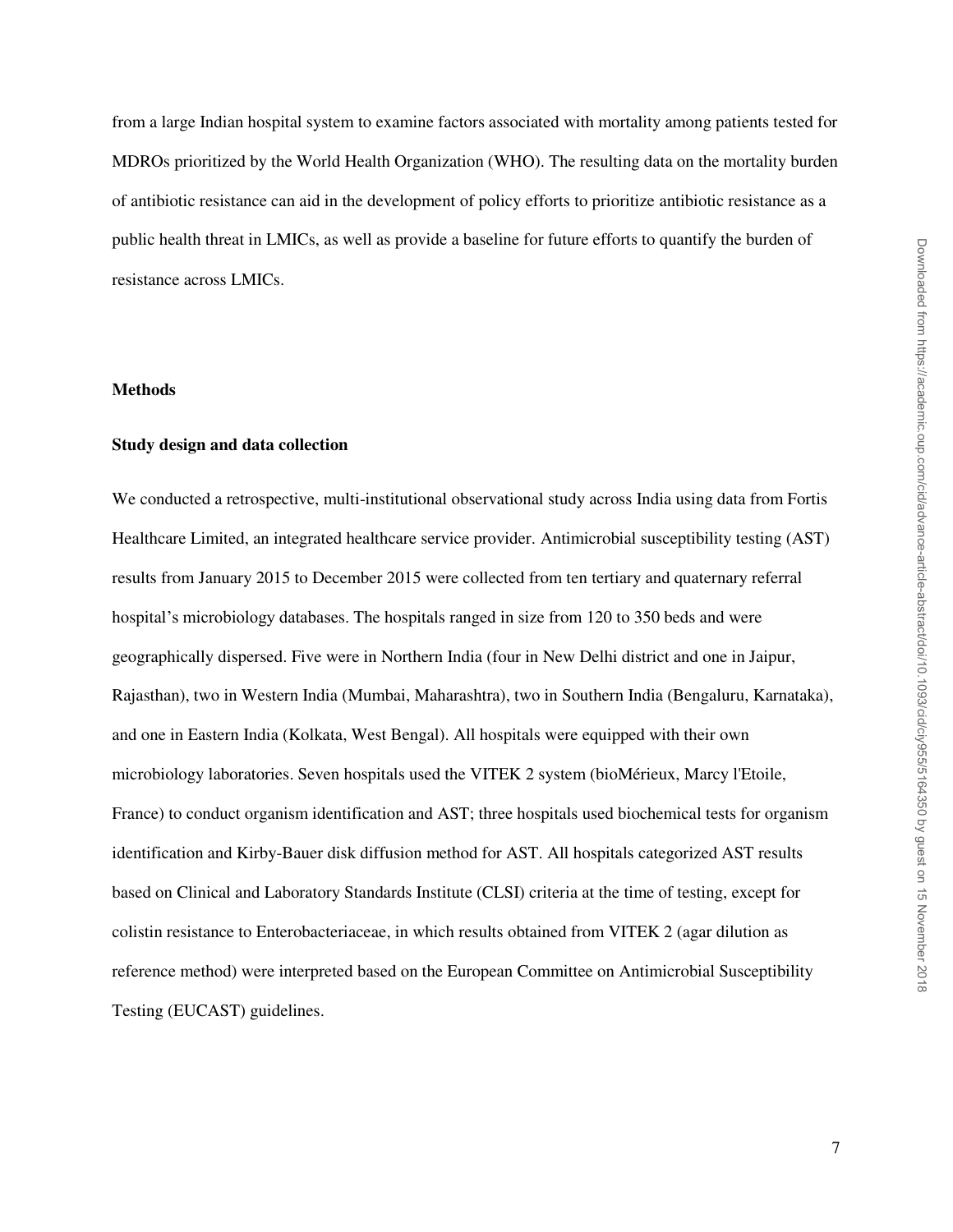from a large Indian hospital system to examine factors associated with mortality among patients tested for MDROs prioritized by the World Health Organization (WHO). The resulting data on the mortality burden of antibiotic resistance can aid in the development of policy efforts to prioritize antibiotic resistance as a public health threat in LMICs, as well as provide a baseline for future efforts to quantify the burden of resistance across LMICs.

## Methods

### Study design and data collection

We conducted a retrospective, multi-institutional observational study across India using data from Fortis Healthcare Limited, an integrated healthcare service provider. Antimicrobial susceptibility testing (AST) results from January 2015 to December 2015 were collected from ten tertiary and quaternary referral hospital's microbiology databases. The hospitals ranged in size from 120 to 350 beds and were geographically dispersed. Five were in Northern India (four in New Delhi district and one in Jaipur, Rajasthan), two in Western India (Mumbai, Maharashtra), two in Southern India (Bengaluru, Karnataka), and one in Eastern India (Kolkata, West Bengal). All hospitals were equipped with their own microbiology laboratories. Seven hospitals used the VITEK 2 system (bioMérieux, Marcy l'Etoile, France) to conduct organism identification and AST; three hospitals used biochemical tests for organism identification and Kirby-Bauer disk diffusion method for AST. All hospitals categorized AST results based on Clinical and Laboratory Standards Institute (CLSI) criteria at the time of testing, except for colistin resistance to Enterobacteriaceae, in which results obtained from VITEK 2 (agar dilution as reference method) were interpreted based on the European Committee on Antimicrobial Susceptibility Testing (EUCAST) guidelines.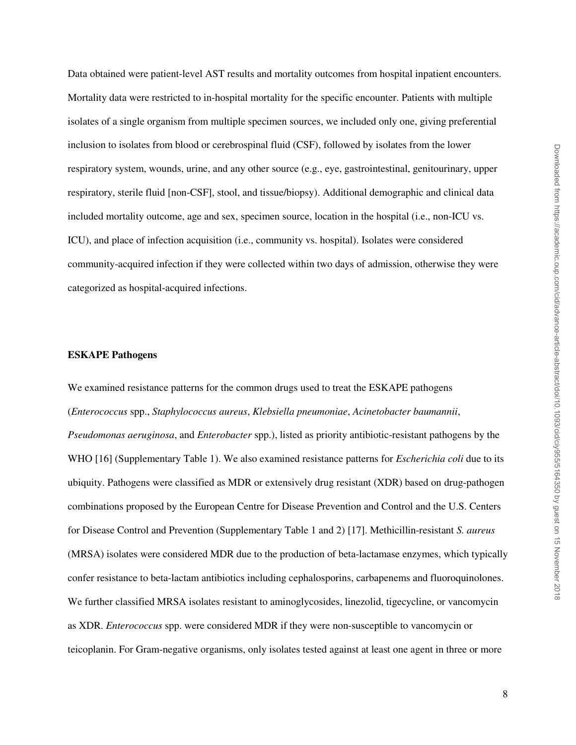Data obtained were patient-level AST results and mortality outcomes from hospital inpatient encounters. Mortality data were restricted to in-hospital mortality for the specific encounter. Patients with multiple isolates of a single organism from multiple specimen sources, we included only one, giving preferential inclusion to isolates from blood or cerebrospinal fluid (CSF), followed by isolates from the lower respiratory system, wounds, urine, and any other source (e.g., eye, gastrointestinal, genitourinary, upper respiratory, sterile fluid [non-CSF], stool, and tissue/biopsy). Additional demographic and clinical data included mortality outcome, age and sex, specimen source, location in the hospital (i.e., non-ICU vs. ICU), and place of infection acquisition (i.e., community vs. hospital). Isolates were considered community-acquired infection if they were collected within two days of admission, otherwise they were categorized as hospital-acquired infections.

**ESKAPE Pathogens**

We examined resistance patterns for the common drugs used to treat the ESKAPE pathogens (*Enterococcus* spp., *Staphylococcus aureus*, *Klebsiella pneumoniae*, *Acinetobacter baumannii*, *Pseudomonas aeruginosa*, and *Enterobacter* spp.), listed as priority antibiotic-resistant pathogens by the WHO [16] (Supplementary Table 1). We also examined resistance patterns for *Escherichia coli* due to its ubiquity. Pathogens were classified as MDR or extensively drug resistant (XDR) based on drug-pathogen combinations proposed by the European Centre for Disease Prevention and Control and the U.S. Centers for Disease Control and Prevention (Supplementary Table 1 and 2) [17]. Methicillin-resistant *S. aureus* (MRSA) isolates were considered MDR due to the production of beta-lactamase enzymes, which typically confer resistance to beta-lactam antibiotics including cephalosporins, carbapenems and fluoroquinolones. We further classified MRSA isolates resistant to aminoglycosides, linezolid, tigecycline, or vancomycin as XDR. *Enterococcus* spp. were considered MDR if they were non-susceptible to vancomycin or teicoplanin. For Gram-negative organisms, only isolates tested against at least one agent in three or more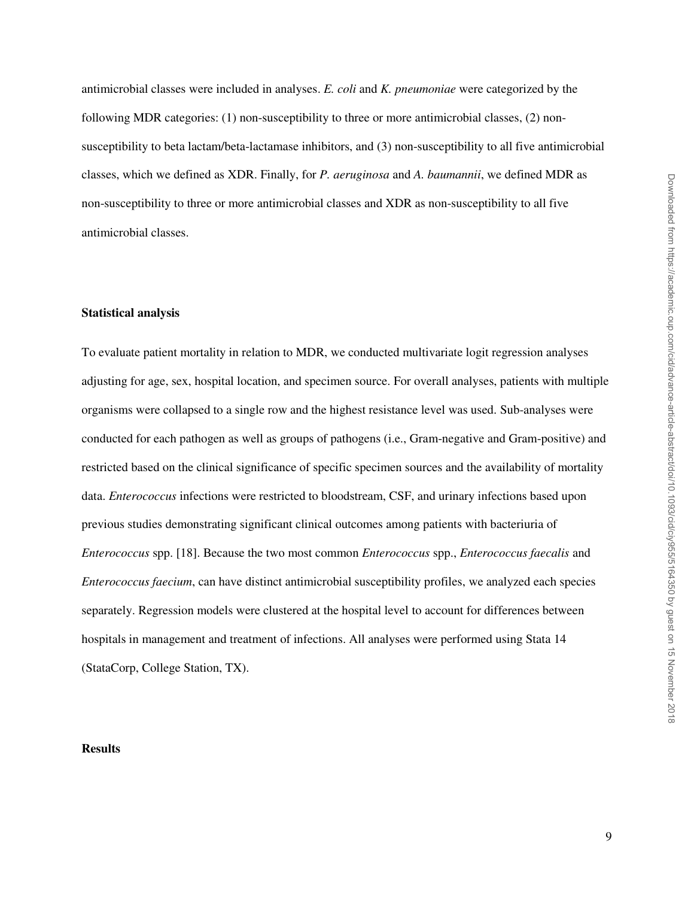antimicrobial classes were included in analyses. *E. coli* and *K. pneumoniae* were categorized by the following MDR categories: (1) non-susceptibility to three or more antimicrobial classes, (2) non-susceptibility to beta lactam/beta-lactamase inhibitors, and (3) non-susceptibility to all five antimicrobial classes, which we defined as XDR. Finally, for *P. aeruginosa* and *A. baumannii*, we defined MDR as non-susceptibility to three or more antimicrobial classes and XDR as non-susceptibility to all five antimicrobial classes.

**Statistical analysis**

To evaluate patient mortality in relation to MDR, we conducted multivariate logit regression analyses adjusting for age, sex, hospital location, and specimen source. For overall analyses, patients with multiple organisms were collapsed to a single row and the highest resistance level was used. Sub-analyses were conducted for each pathogen as well as groups of pathogens (i.e., Gram-negative and Gram-positive) and restricted based on the clinical significance of specific specimen sources and the availability of mortality data. *Enterococcus* infections were restricted to bloodstream, CSF, and urinary infections based upon previous studies demonstrating significant clinical outcomes among patients with bacteriuria of *Enterococcus* spp. [18]. Because the two most common *Enterococcus* spp., *Enterococcus faecalis* and *Enterococcus faecium*, can have distinct antimicrobial susceptibility profiles, we analyzed each species separately. Regression models were clustered at the hospital level to account for differences between hospitals in management and treatment of infections. All analyses were performed using Stata 14 (StataCorp, College Station, TX).

**Results**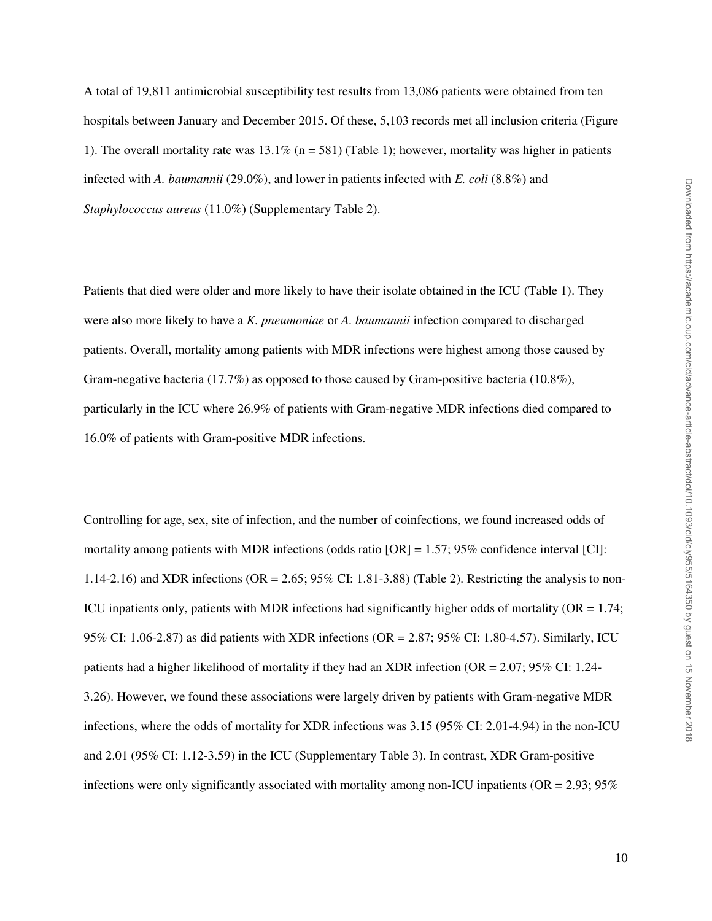A total of 19,811 antimicrobial susceptibility test results from 13,086 patients were obtained from ten hospitals between January and December 2015. Of these, 5,103 records met all inclusion criteria (Figure 1). The overall mortality rate was 13.1% (n = 581) (Table 1); however, mortality was higher in patients infected with *A. baumannii* (29.0%), and lower in patients infected with *E. coli* (8.8%) and *Staphylococcus aureus* (11.0%) (Supplementary Table 2).

Patients that died were older and more likely to have their isolate obtained in the ICU (Table 1). They were also more likely to have a *K. pneumoniae* or *A. baumannii* infection compared to discharged patients. Overall, mortality among patients with MDR infections were highest among those caused by Gram-negative bacteria (17.7%) as opposed to those caused by Gram-positive bacteria (10.8%), particularly in the ICU where 26.9% of patients with Gram-negative MDR infections died compared to 16.0% of patients with Gram-positive MDR infections.

Controlling for age, sex, site of infection, and the number of coinfections, we found increased odds of mortality among patients with MDR infections (odds ratio [OR] = 1.57; 95% confidence interval [CI]: 1.14-2.16) and XDR infections (OR = 2.65; 95% CI: 1.81-3.88) (Table 2). Restricting the analysis to non-ICU inpatients only, patients with MDR infections had significantly higher odds of mortality (OR = 1.74; 95% CI: 1.06-2.87) as did patients with XDR infections (OR = 2.87; 95% CI: 1.80-4.57). Similarly, ICU patients had a higher likelihood of mortality if they had an XDR infection (OR = 2.07; 95% CI: 1.24-3.26). However, we found these associations were largely driven by patients with Gram-negative MDR infections, where the odds of mortality for XDR infections was 3.15 (95% CI: 2.01-4.94) in the non-ICU and 2.01 (95% CI: 1.12-3.59) in the ICU (Supplementary Table 3). In contrast, XDR Gram-positive infections were only significantly associated with mortality among non-ICU inpatients (OR = 2.93; 95%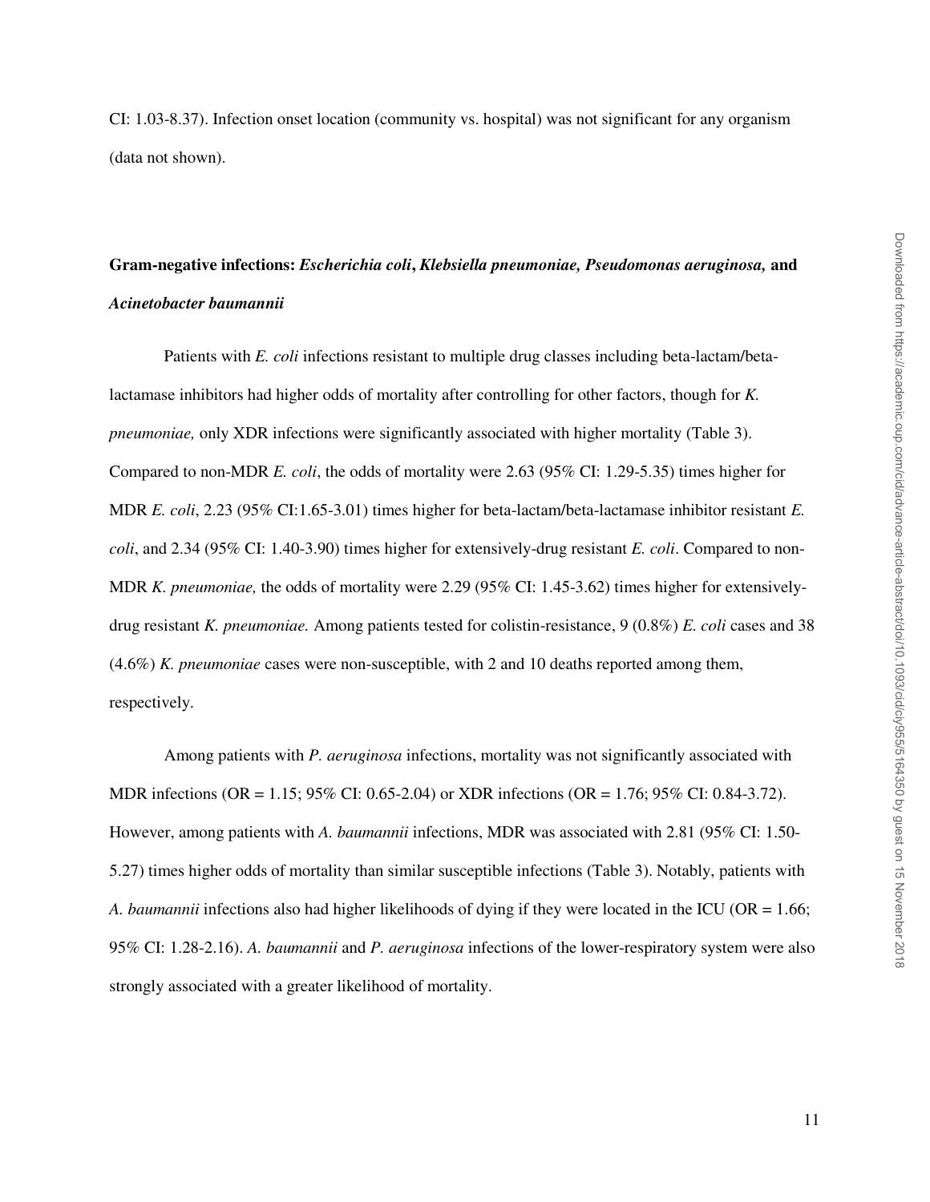CI: 1.03-8.37). Infection onset location (community vs. hospital) was not significant for any organism (data not shown).

**Gram-negative infections: *Escherichia coli*, *Klebsiella pneumoniae, Pseudomonas aeruginosa,* and *Acinetobacter baumannii***

Patients with *E. coli* infections resistant to multiple drug classes including beta-lactam/beta-lactamase inhibitors had higher odds of mortality after controlling for other factors, though for *K. pneumoniae,* only XDR infections were significantly associated with higher mortality (Table 3). Compared to non-MDR *E. coli*, the odds of mortality were 2.63 (95% CI: 1.29-5.35) times higher for MDR *E. coli*, 2.23 (95% CI:1.65-3.01) times higher for beta-lactam/beta-lactamase inhibitor resistant *E. coli*, and 2.34 (95% CI: 1.40-3.90) times higher for extensively-drug resistant *E. coli*. Compared to non-MDR *K. pneumoniae,* the odds of mortality were 2.29 (95% CI: 1.45-3.62) times higher for extensively-drug resistant *K. pneumoniae.* Among patients tested for colistin-resistance, 9 (0.8%) *E. coli* cases and 38 (4.6%) *K. pneumoniae* cases were non-susceptible, with 2 and 10 deaths reported among them, respectively.

Among patients with *P. aeruginosa* infections, mortality was not significantly associated with MDR infections (OR = 1.15; 95% CI: 0.65-2.04) or XDR infections (OR = 1.76; 95% CI: 0.84-3.72). However, among patients with *A. baumannii* infections, MDR was associated with 2.81 (95% CI: 1.50-5.27) times higher odds of mortality than similar susceptible infections (Table 3). Notably, patients with *A. baumannii* infections also had higher likelihoods of dying if they were located in the ICU (OR = 1.66; 95% CI: 1.28-2.16). *A. baumannii* and *P. aeruginosa* infections of the lower-respiratory system were also strongly associated with a greater likelihood of mortality.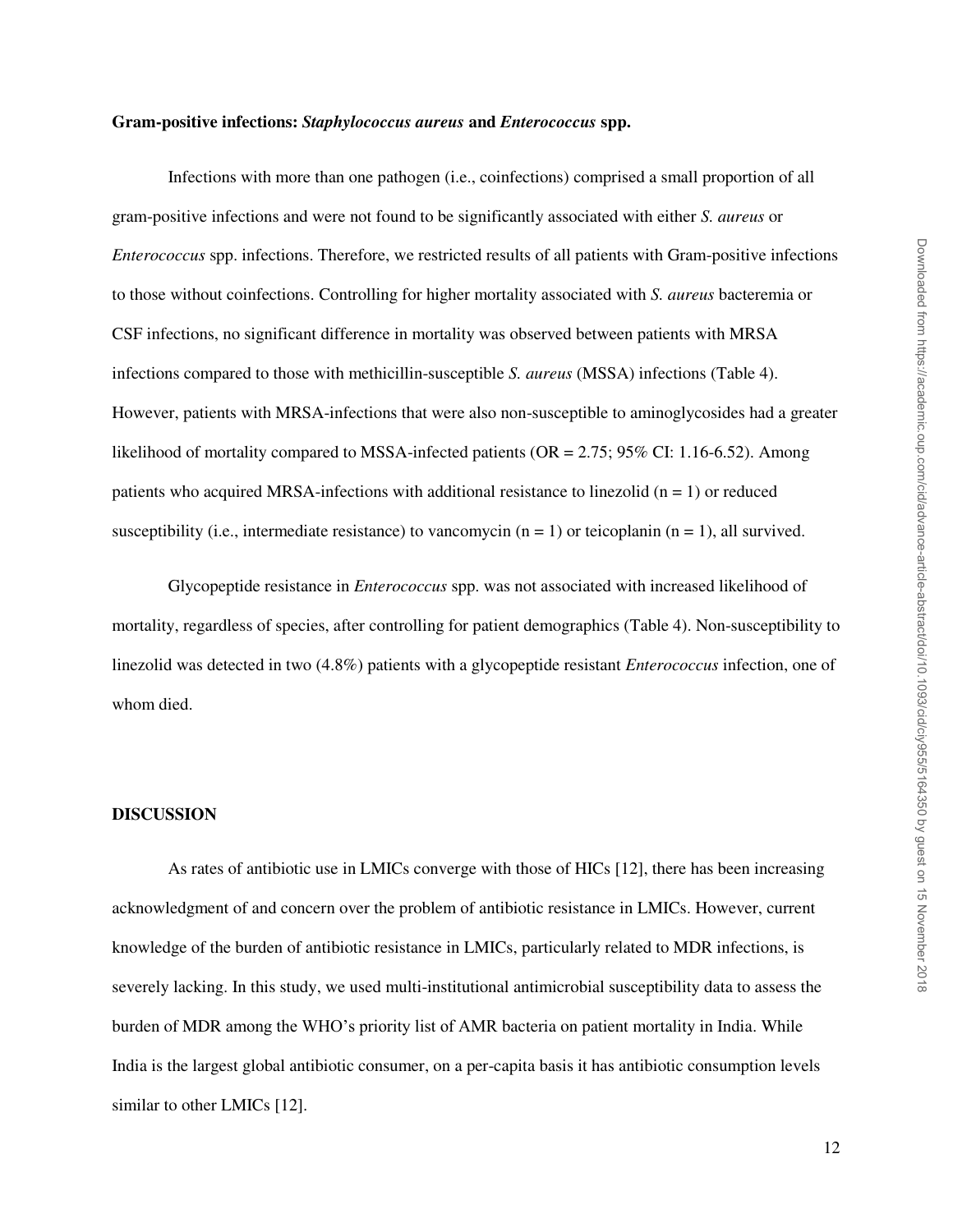**Gram-positive infections: *Staphylococcus aureus* and *Enterococcus* spp.**

Infections with more than one pathogen (i.e., coinfections) comprised a small proportion of all gram-positive infections and were not found to be significantly associated with either *S. aureus* or *Enterococcus* spp. infections. Therefore, we restricted results of all patients with Gram-positive infections to those without coinfections. Controlling for higher mortality associated with *S. aureus* bacteremia or CSF infections, no significant difference in mortality was observed between patients with MRSA infections compared to those with methicillin-susceptible *S. aureus* (MSSA) infections (Table 4). However, patients with MRSA-infections that were also non-susceptible to aminoglycosides had a greater likelihood of mortality compared to MSSA-infected patients (OR = 2.75; 95% CI: 1.16-6.52). Among patients who acquired MRSA-infections with additional resistance to linezolid (n = 1) or reduced susceptibility (i.e., intermediate resistance) to vancomycin (n = 1) or teicoplanin (n = 1), all survived.

Glycopeptide resistance in *Enterococcus* spp. was not associated with increased likelihood of mortality, regardless of species, after controlling for patient demographics (Table 4). Non-susceptibility to linezolid was detected in two (4.8%) patients with a glycopeptide resistant *Enterococcus* infection, one of whom died.

**DISCUSSION**

As rates of antibiotic use in LMICs converge with those of HICs [12], there has been increasing acknowledgment of and concern over the problem of antibiotic resistance in LMICs. However, current knowledge of the burden of antibiotic resistance in LMICs, particularly related to MDR infections, is severely lacking. In this study, we used multi-institutional antimicrobial susceptibility data to assess the burden of MDR among the WHO's priority list of AMR bacteria on patient mortality in India. While India is the largest global antibiotic consumer, on a per-capita basis it has antibiotic consumption levels similar to other LMICs [12].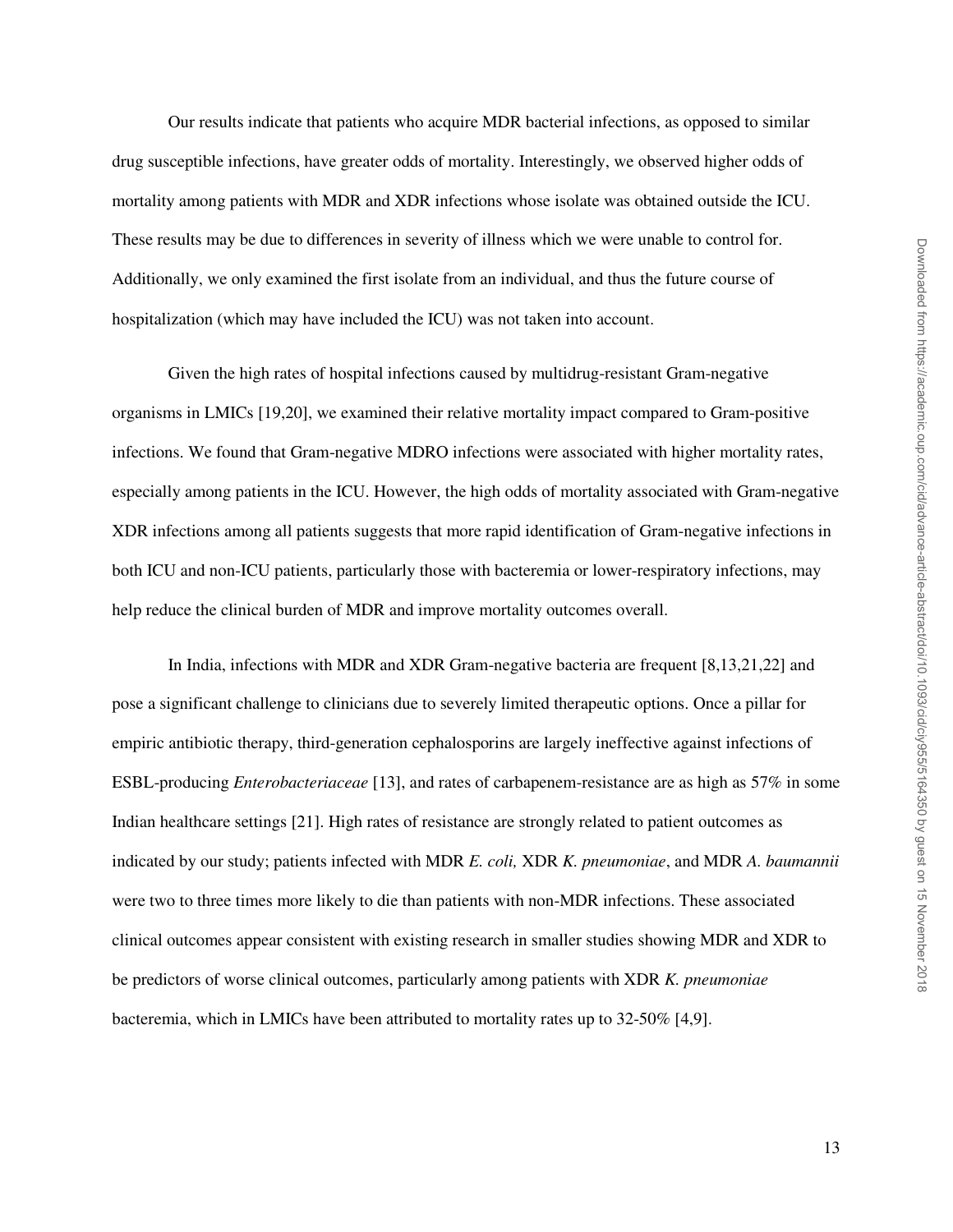Our results indicate that patients who acquire MDR bacterial infections, as opposed to similar drug susceptible infections, have greater odds of mortality. Interestingly, we observed higher odds of mortality among patients with MDR and XDR infections whose isolate was obtained outside the ICU. These results may be due to differences in severity of illness which we were unable to control for. Additionally, we only examined the first isolate from an individual, and thus the future course of hospitalization (which may have included the ICU) was not taken into account.

Given the high rates of hospital infections caused by multidrug-resistant Gram-negative organisms in LMICs [19,20], we examined their relative mortality impact compared to Gram-positive infections. We found that Gram-negative MDRO infections were associated with higher mortality rates, especially among patients in the ICU. However, the high odds of mortality associated with Gram-negative XDR infections among all patients suggests that more rapid identification of Gram-negative infections in both ICU and non-ICU patients, particularly those with bacteremia or lower-respiratory infections, may help reduce the clinical burden of MDR and improve mortality outcomes overall.

In India, infections with MDR and XDR Gram-negative bacteria are frequent [8,13,21,22] and pose a significant challenge to clinicians due to severely limited therapeutic options. Once a pillar for empiric antibiotic therapy, third-generation cephalosporins are largely ineffective against infections of ESBL-producing *Enterobacteriaceae* [13], and rates of carbapenem-resistance are as high as 57% in some Indian healthcare settings [21]. High rates of resistance are strongly related to patient outcomes as indicated by our study; patients infected with MDR *E. coli,* XDR *K. pneumoniae*, and MDR *A. baumannii* were two to three times more likely to die than patients with non-MDR infections. These associated clinical outcomes appear consistent with existing research in smaller studies showing MDR and XDR to be predictors of worse clinical outcomes, particularly among patients with XDR *K. pneumoniae* bacteremia, which in LMICs have been attributed to mortality rates up to 32-50% [4,9].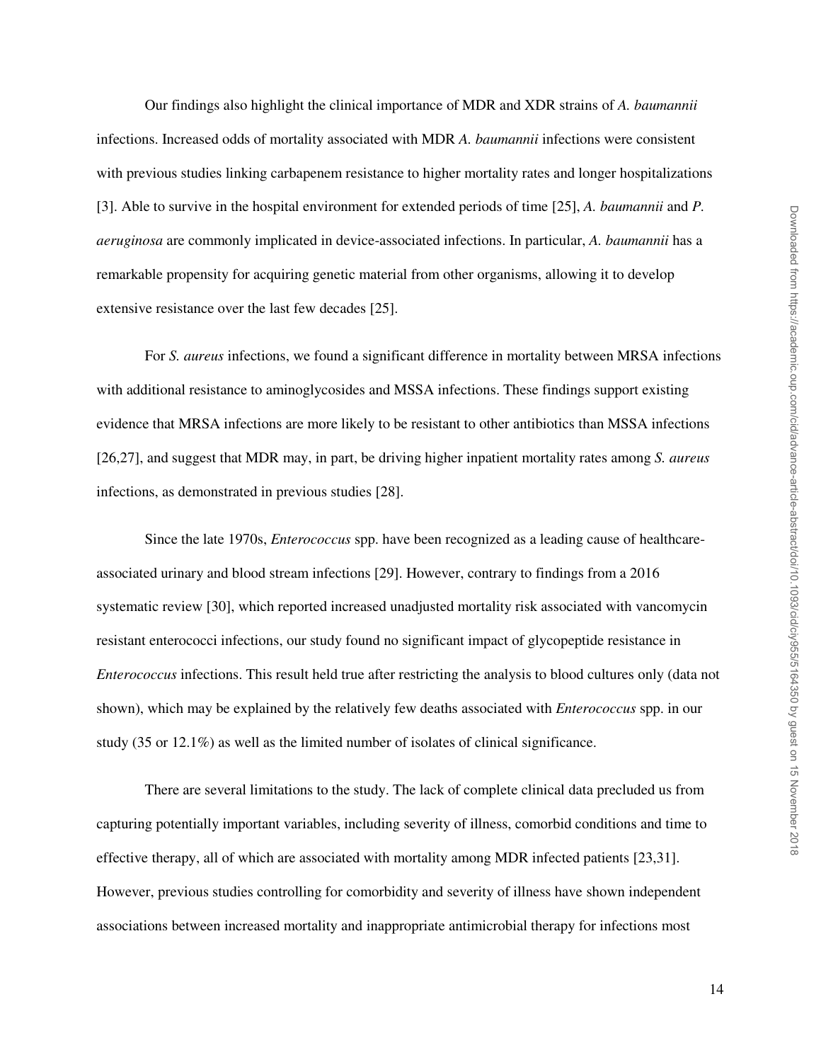Our findings also highlight the clinical importance of MDR and XDR strains of *A. baumannii* infections. Increased odds of mortality associated with MDR *A. baumannii* infections were consistent with previous studies linking carbapenem resistance to higher mortality rates and longer hospitalizations [3]. Able to survive in the hospital environment for extended periods of time [25], *A. baumannii* and *P. aeruginosa* are commonly implicated in device-associated infections. In particular, *A. baumannii* has a remarkable propensity for acquiring genetic material from other organisms, allowing it to develop extensive resistance over the last few decades [25].

For *S. aureus* infections, we found a significant difference in mortality between MRSA infections with additional resistance to aminoglycosides and MSSA infections. These findings support existing evidence that MRSA infections are more likely to be resistant to other antibiotics than MSSA infections [26,27], and suggest that MDR may, in part, be driving higher inpatient mortality rates among *S. aureus* infections, as demonstrated in previous studies [28].

Since the late 1970s, *Enterococcus* spp. have been recognized as a leading cause of healthcare-associated urinary and blood stream infections [29]. However, contrary to findings from a 2016 systematic review [30], which reported increased unadjusted mortality risk associated with vancomycin resistant enterococci infections, our study found no significant impact of glycopeptide resistance in *Enterococcus* infections. This result held true after restricting the analysis to blood cultures only (data not shown), which may be explained by the relatively few deaths associated with *Enterococcus* spp. in our study (35 or 12.1%) as well as the limited number of isolates of clinical significance.

There are several limitations to the study. The lack of complete clinical data precluded us from capturing potentially important variables, including severity of illness, comorbid conditions and time to effective therapy, all of which are associated with mortality among MDR infected patients [23,31]. However, previous studies controlling for comorbidity and severity of illness have shown independent associations between increased mortality and inappropriate antimicrobial therapy for infections most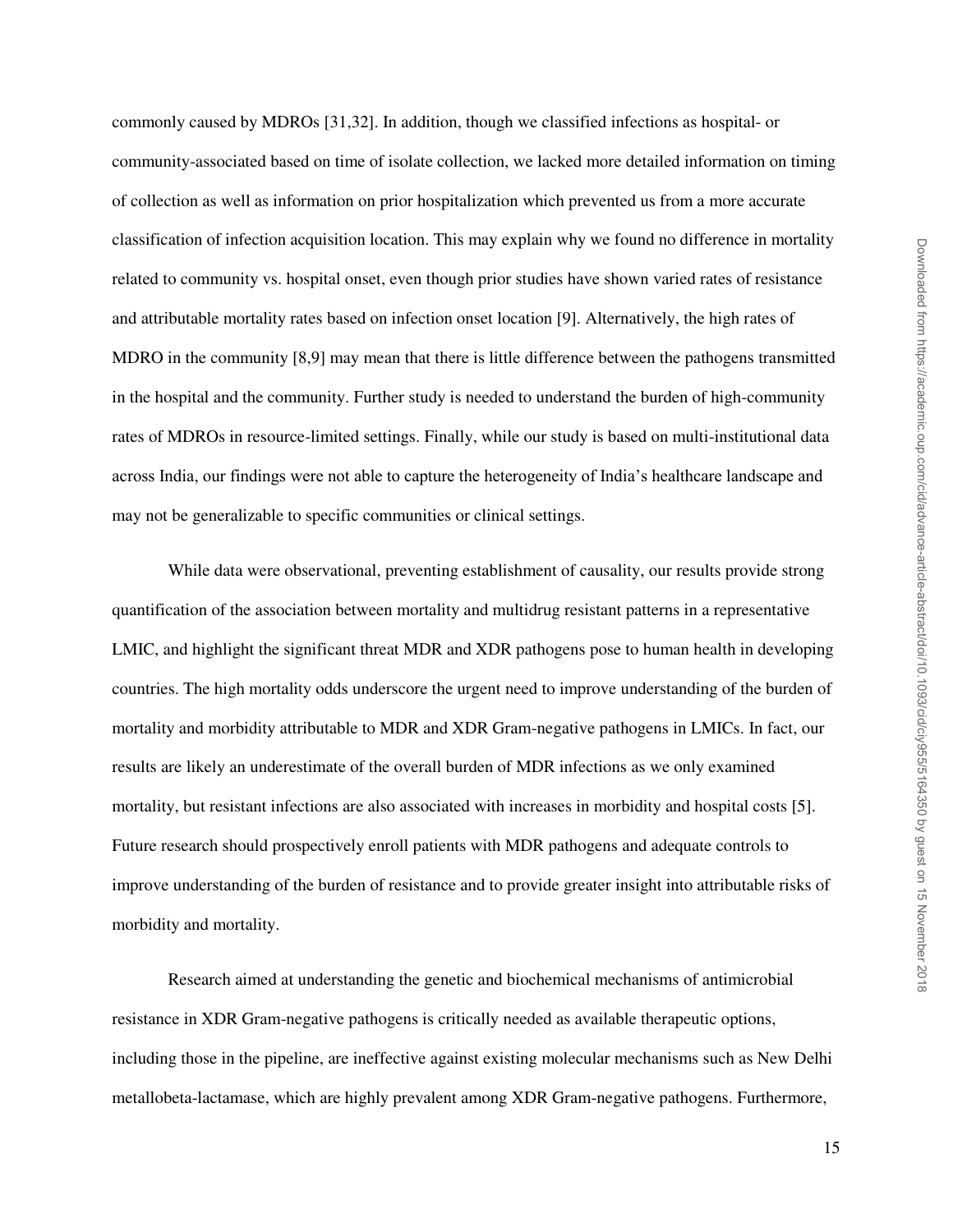commonly caused by MDROs [31,32]. In addition, though we classified infections as hospital- or community-associated based on time of isolate collection, we lacked more detailed information on timing of collection as well as information on prior hospitalization which prevented us from a more accurate classification of infection acquisition location. This may explain why we found no difference in mortality related to community vs. hospital onset, even though prior studies have shown varied rates of resistance and attributable mortality rates based on infection onset location [9]. Alternatively, the high rates of MDRO in the community [8,9] may mean that there is little difference between the pathogens transmitted in the hospital and the community. Further study is needed to understand the burden of high-community rates of MDROs in resource-limited settings. Finally, while our study is based on multi-institutional data across India, our findings were not able to capture the heterogeneity of India's healthcare landscape and may not be generalizable to specific communities or clinical settings.

While data were observational, preventing establishment of causality, our results provide strong quantification of the association between mortality and multidrug resistant patterns in a representative LMIC, and highlight the significant threat MDR and XDR pathogens pose to human health in developing countries. The high mortality odds underscore the urgent need to improve understanding of the burden of mortality and morbidity attributable to MDR and XDR Gram-negative pathogens in LMICs. In fact, our results are likely an underestimate of the overall burden of MDR infections as we only examined mortality, but resistant infections are also associated with increases in morbidity and hospital costs [5]. Future research should prospectively enroll patients with MDR pathogens and adequate controls to improve understanding of the burden of resistance and to provide greater insight into attributable risks of morbidity and mortality.

Research aimed at understanding the genetic and biochemical mechanisms of antimicrobial resistance in XDR Gram-negative pathogens is critically needed as available therapeutic options, including those in the pipeline, are ineffective against existing molecular mechanisms such as New Delhi metallobeta-lactamase, which are highly prevalent among XDR Gram-negative pathogens. Furthermore,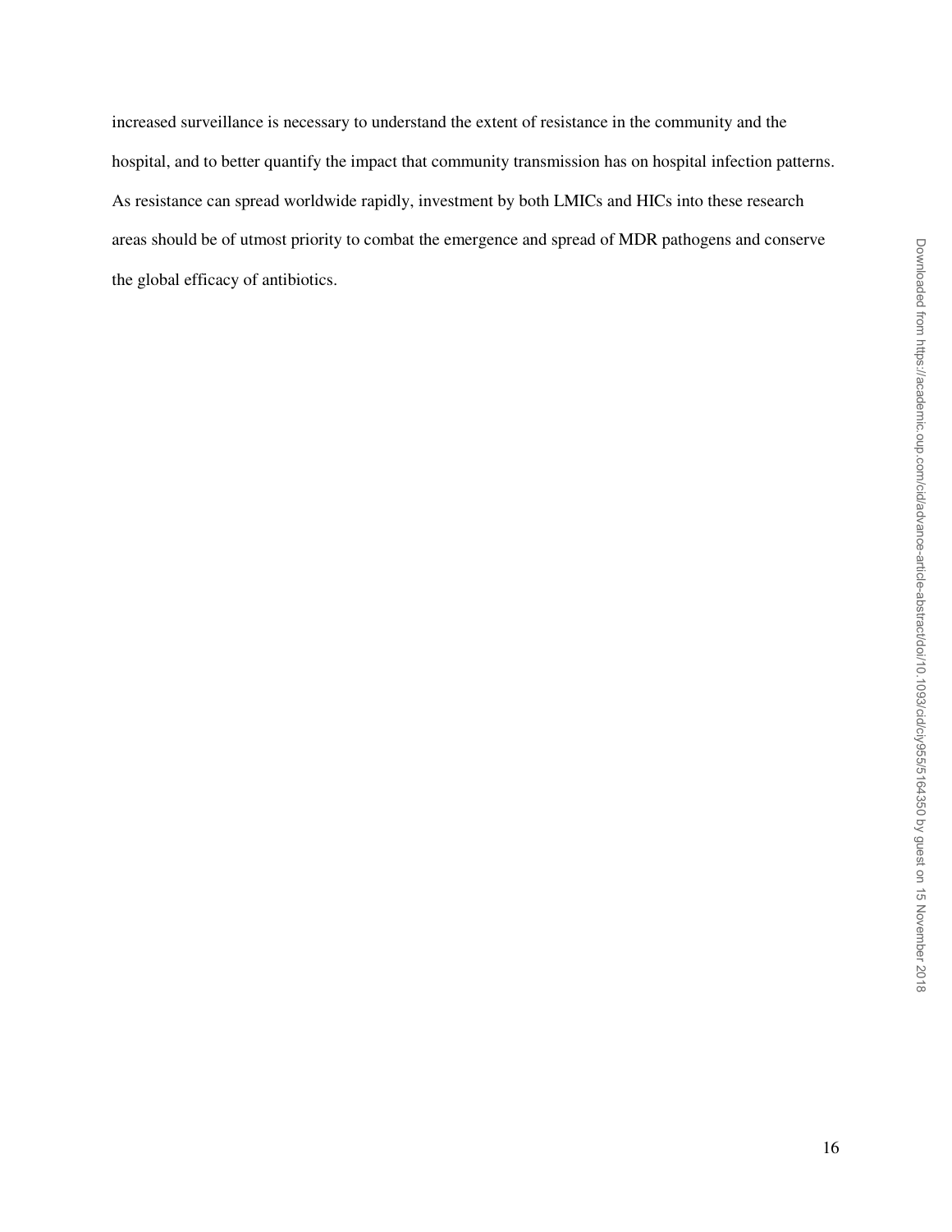increased surveillance is necessary to understand the extent of resistance in the community and the hospital, and to better quantify the impact that community transmission has on hospital infection patterns. As resistance can spread worldwide rapidly, investment by both LMICs and HICs into these research areas should be of utmost priority to combat the emergence and spread of MDR pathogens and conserve the global efficacy of antibiotics.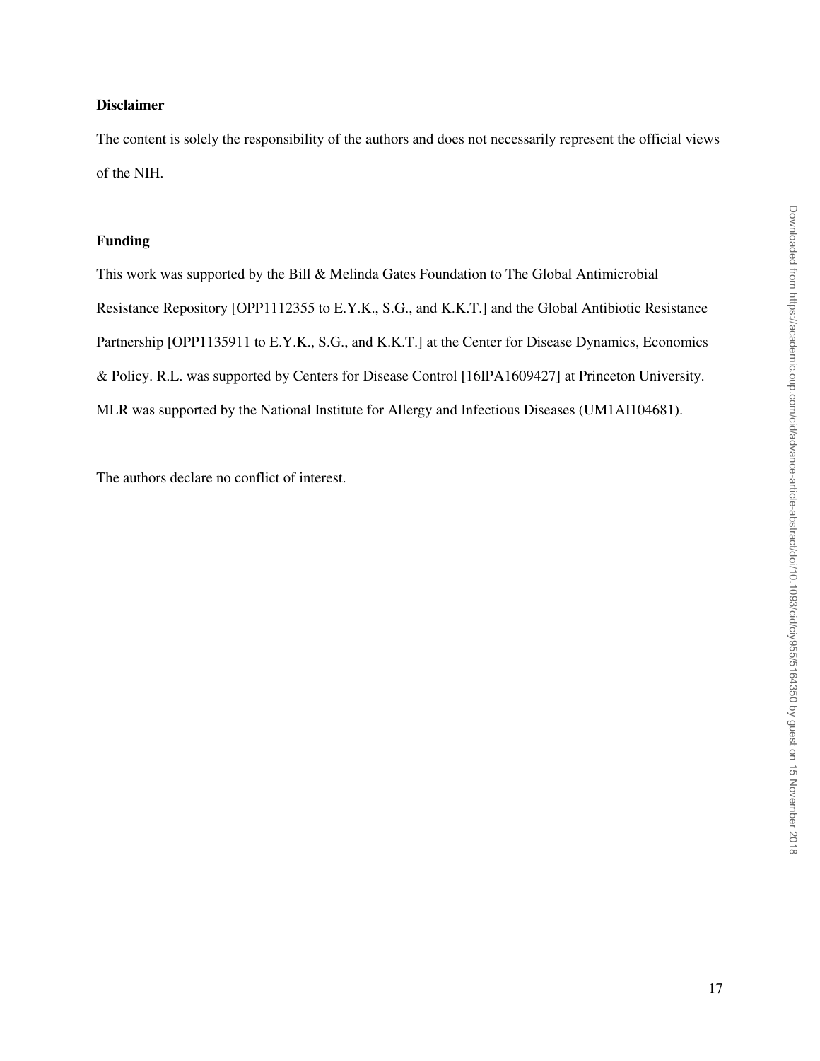**Disclaimer**

The content is solely the responsibility of the authors and does not necessarily represent the official views of the NIH.

**Funding**

This work was supported by the Bill & Melinda Gates Foundation to The Global Antimicrobial Resistance Repository [OPP1112355 to E.Y.K., S.G., and K.K.T.] and the Global Antibiotic Resistance Partnership [OPP1135911 to E.Y.K., S.G., and K.K.T.] at the Center for Disease Dynamics, Economics & Policy. R.L. was supported by Centers for Disease Control [16IPA1609427] at Princeton University. MLR was supported by the National Institute for Allergy and Infectious Diseases (UM1AI104681).

The authors declare no conflict of interest.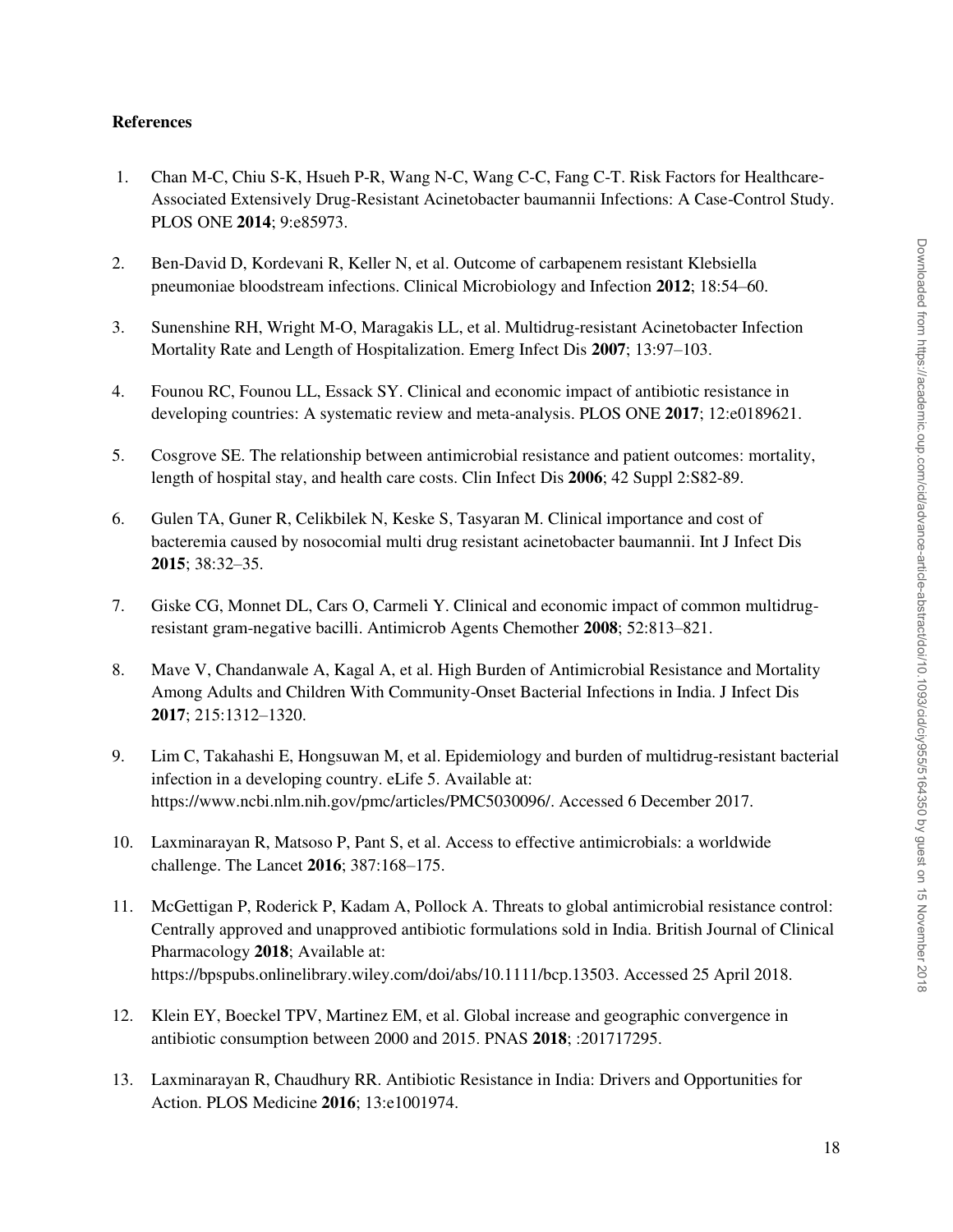**References**

1. Chan M-C, Chiu S-K, Hsueh P-R, Wang N-C, Wang C-C, Fang C-T. Risk Factors for Healthcare-Associated Extensively Drug-Resistant Acinetobacter baumannii Infections: A Case-Control Study. PLOS ONE **2014**; 9:e85973.

2. Ben-David D, Kordevani R, Keller N, et al. Outcome of carbapenem resistant Klebsiella pneumoniae bloodstream infections. Clinical Microbiology and Infection **2012**; 18:54–60.

3. Sunenshine RH, Wright M-O, Maragakis LL, et al. Multidrug-resistant Acinetobacter Infection Mortality Rate and Length of Hospitalization. Emerg Infect Dis **2007**; 13:97–103.

4. Founou RC, Founou LL, Essack SY. Clinical and economic impact of antibiotic resistance in developing countries: A systematic review and meta-analysis. PLOS ONE **2017**; 12:e0189621.

5. Cosgrove SE. The relationship between antimicrobial resistance and patient outcomes: mortality, length of hospital stay, and health care costs. Clin Infect Dis **2006**; 42 Suppl 2:S82-89.

6. Gulen TA, Guner R, Celikbilek N, Keske S, Tasyaran M. Clinical importance and cost of bacteremia caused by nosocomial multi drug resistant acinetobacter baumannii. Int J Infect Dis **2015**; 38:32–35.

7. Giske CG, Monnet DL, Cars O, Carmeli Y. Clinical and economic impact of common multidrug-resistant gram-negative bacilli. Antimicrob Agents Chemother **2008**; 52:813–821.

8. Mave V, Chandanwale A, Kagal A, et al. High Burden of Antimicrobial Resistance and Mortality Among Adults and Children With Community-Onset Bacterial Infections in India. J Infect Dis **2017**; 215:1312–1320.

9. Lim C, Takahashi E, Hongsuwan M, et al. Epidemiology and burden of multidrug-resistant bacterial infection in a developing country. eLife 5. Available at: https://www.ncbi.nlm.nih.gov/pmc/articles/PMC5030096/. Accessed 6 December 2017.

10. Laxminarayan R, Matsoso P, Pant S, et al. Access to effective antimicrobials: a worldwide challenge. The Lancet **2016**; 387:168–175.

11. McGettigan P, Roderick P, Kadam A, Pollock A. Threats to global antimicrobial resistance control: Centrally approved and unapproved antibiotic formulations sold in India. British Journal of Clinical Pharmacology **2018**; Available at: https://bpspubs.onlinelibrary.wiley.com/doi/abs/10.1111/bcp.13503. Accessed 25 April 2018.

12. Klein EY, Boeckel TPV, Martinez EM, et al. Global increase and geographic convergence in antibiotic consumption between 2000 and 2015. PNAS **2018**; :201717295.

13. Laxminarayan R, Chaudhury RR. Antibiotic Resistance in India: Drivers and Opportunities for Action. PLOS Medicine **2016**; 13:e1001974.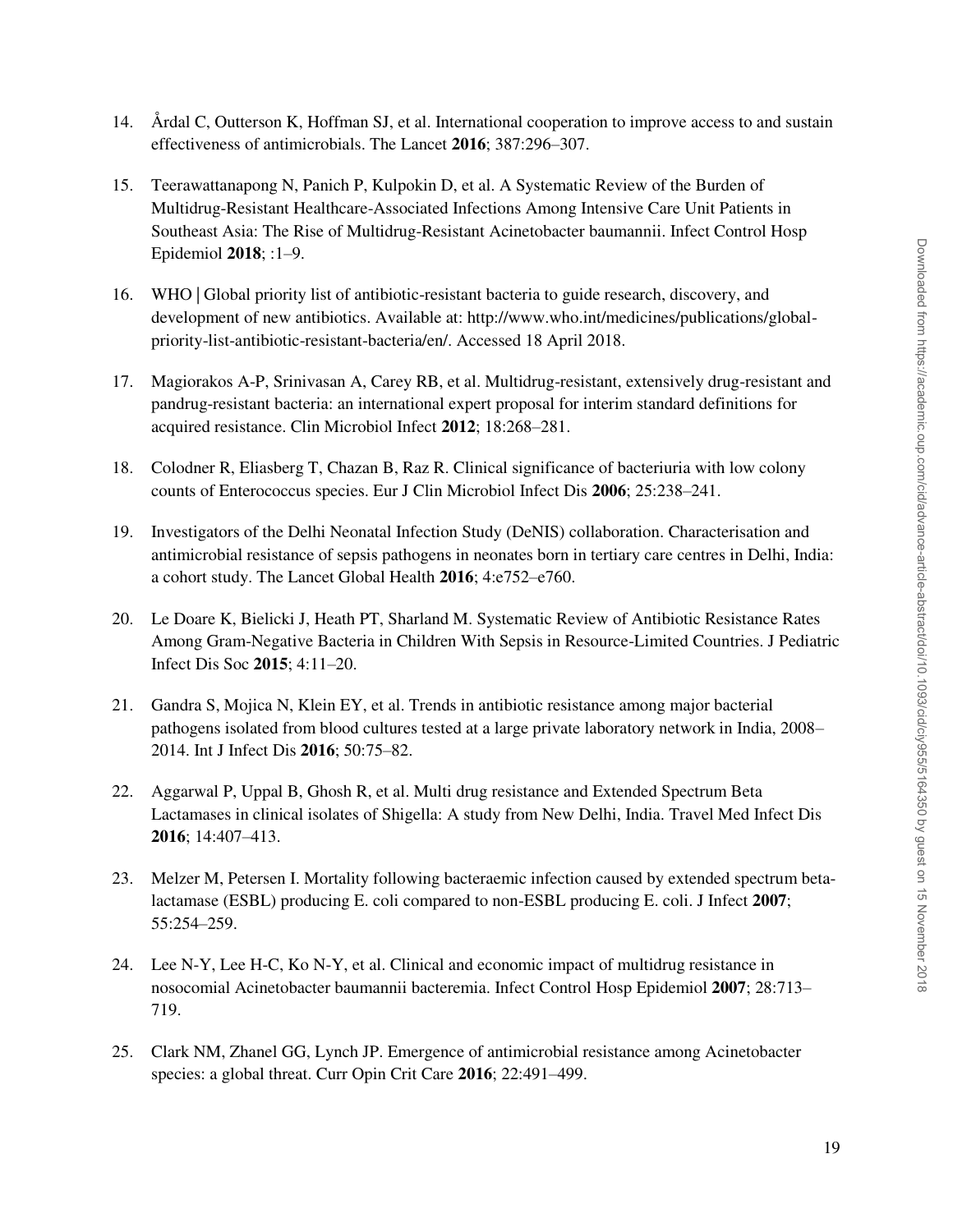14. Årdal C, Outterson K, Hoffman SJ, et al. International cooperation to improve access to and sustain effectiveness of antimicrobials. The Lancet **2016**; 387:296–307.

15. Teerawattanapong N, Panich P, Kulpokin D, et al. A Systematic Review of the Burden of Multidrug-Resistant Healthcare-Associated Infections Among Intensive Care Unit Patients in Southeast Asia: The Rise of Multidrug-Resistant Acinetobacter baumannii. Infect Control Hosp Epidemiol **2018**; :1–9.

16. WHO | Global priority list of antibiotic-resistant bacteria to guide research, discovery, and development of new antibiotics. Available at: http://www.who.int/medicines/publications/global-priority-list-antibiotic-resistant-bacteria/en/. Accessed 18 April 2018.

17. Magiorakos A-P, Srinivasan A, Carey RB, et al. Multidrug-resistant, extensively drug-resistant and pandrug-resistant bacteria: an international expert proposal for interim standard definitions for acquired resistance. Clin Microbiol Infect **2012**; 18:268–281.

18. Colodner R, Eliasberg T, Chazan B, Raz R. Clinical significance of bacteriuria with low colony counts of Enterococcus species. Eur J Clin Microbiol Infect Dis **2006**; 25:238–241.

19. Investigators of the Delhi Neonatal Infection Study (DeNIS) collaboration. Characterisation and antimicrobial resistance of sepsis pathogens in neonates born in tertiary care centres in Delhi, India: a cohort study. The Lancet Global Health **2016**; 4:e752–e760.

20. Le Doare K, Bielicki J, Heath PT, Sharland M. Systematic Review of Antibiotic Resistance Rates Among Gram-Negative Bacteria in Children With Sepsis in Resource-Limited Countries. J Pediatric Infect Dis Soc **2015**; 4:11–20.

21. Gandra S, Mojica N, Klein EY, et al. Trends in antibiotic resistance among major bacterial pathogens isolated from blood cultures tested at a large private laboratory network in India, 2008–2014. Int J Infect Dis **2016**; 50:75–82.

22. Aggarwal P, Uppal B, Ghosh R, et al. Multi drug resistance and Extended Spectrum Beta Lactamases in clinical isolates of Shigella: A study from New Delhi, India. Travel Med Infect Dis **2016**; 14:407–413.

23. Melzer M, Petersen I. Mortality following bacteraemic infection caused by extended spectrum beta-lactamase (ESBL) producing E. coli compared to non-ESBL producing E. coli. J Infect **2007**; 55:254–259.

24. Lee N-Y, Lee H-C, Ko N-Y, et al. Clinical and economic impact of multidrug resistance in nosocomial Acinetobacter baumannii bacteremia. Infect Control Hosp Epidemiol **2007**; 28:713–719.

25. Clark NM, Zhanel GG, Lynch JP. Emergence of antimicrobial resistance among Acinetobacter species: a global threat. Curr Opin Crit Care **2016**; 22:491–499.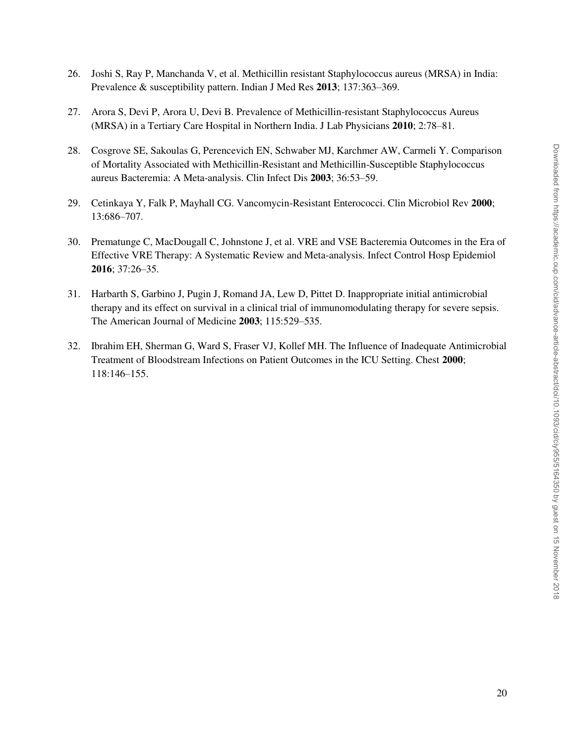26. Joshi S, Ray P, Manchanda V, et al. Methicillin resistant Staphylococcus aureus (MRSA) in India: Prevalence & susceptibility pattern. Indian J Med Res **2013**; 137:363–369.

27. Arora S, Devi P, Arora U, Devi B. Prevalence of Methicillin-resistant Staphylococcus Aureus (MRSA) in a Tertiary Care Hospital in Northern India. J Lab Physicians **2010**; 2:78–81.

28. Cosgrove SE, Sakoulas G, Perencevich EN, Schwaber MJ, Karchmer AW, Carmeli Y. Comparison of Mortality Associated with Methicillin-Resistant and Methicillin-Susceptible Staphylococcus aureus Bacteremia: A Meta-analysis. Clin Infect Dis **2003**; 36:53–59.

29. Cetinkaya Y, Falk P, Mayhall CG. Vancomycin-Resistant Enterococci. Clin Microbiol Rev **2000**; 13:686–707.

30. Prematunge C, MacDougall C, Johnstone J, et al. VRE and VSE Bacteremia Outcomes in the Era of Effective VRE Therapy: A Systematic Review and Meta-analysis. Infect Control Hosp Epidemiol **2016**; 37:26–35.

31. Harbarth S, Garbino J, Pugin J, Romand JA, Lew D, Pittet D. Inappropriate initial antimicrobial therapy and its effect on survival in a clinical trial of immunomodulating therapy for severe sepsis. The American Journal of Medicine **2003**; 115:529–535.

32. Ibrahim EH, Sherman G, Ward S, Fraser VJ, Kollef MH. The Influence of Inadequate Antimicrobial Treatment of Bloodstream Infections on Patient Outcomes in the ICU Setting. Chest **2000**; 118:146–155.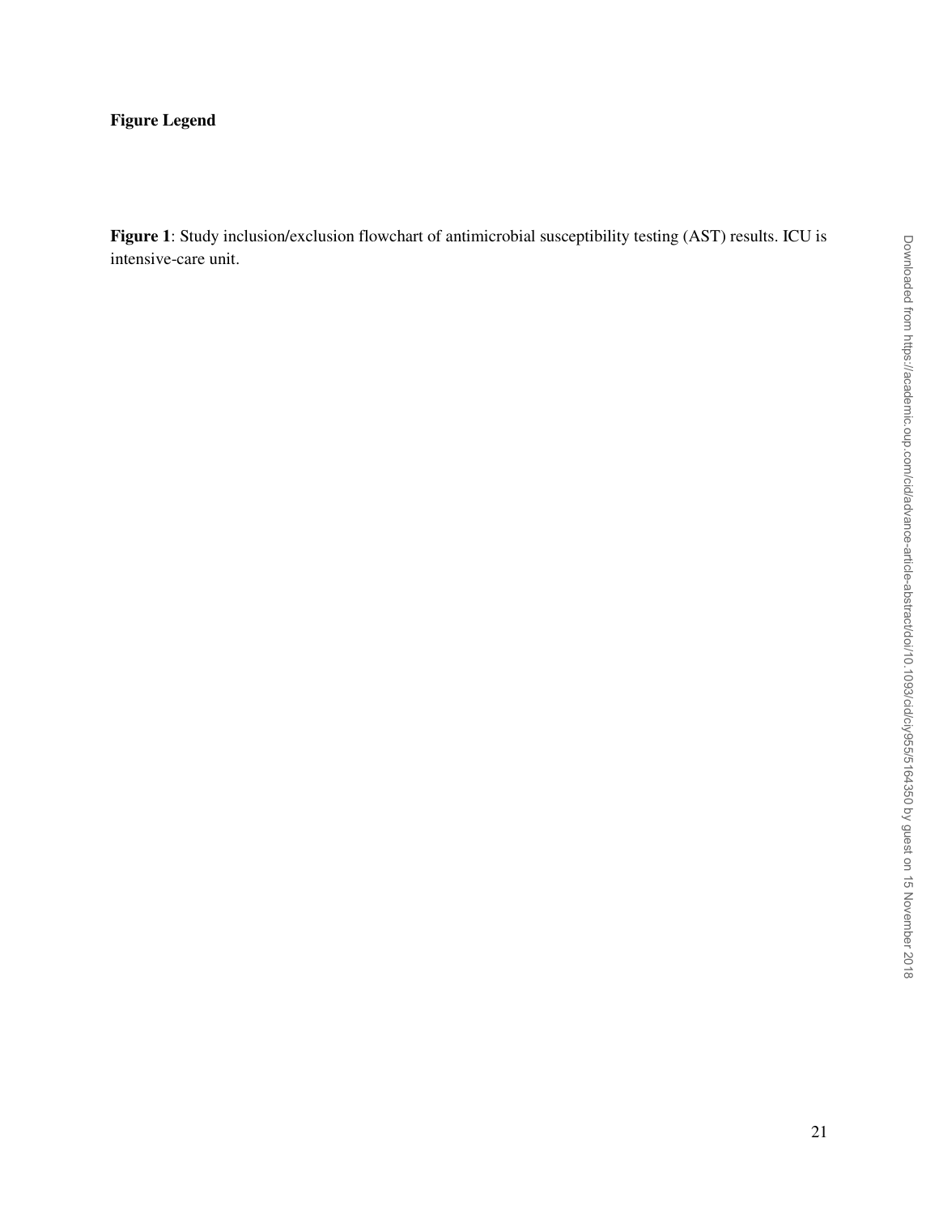**Figure Legend**

**Figure 1**: Study inclusion/exclusion flowchart of antimicrobial susceptibility testing (AST) results. ICU is intensive-care unit.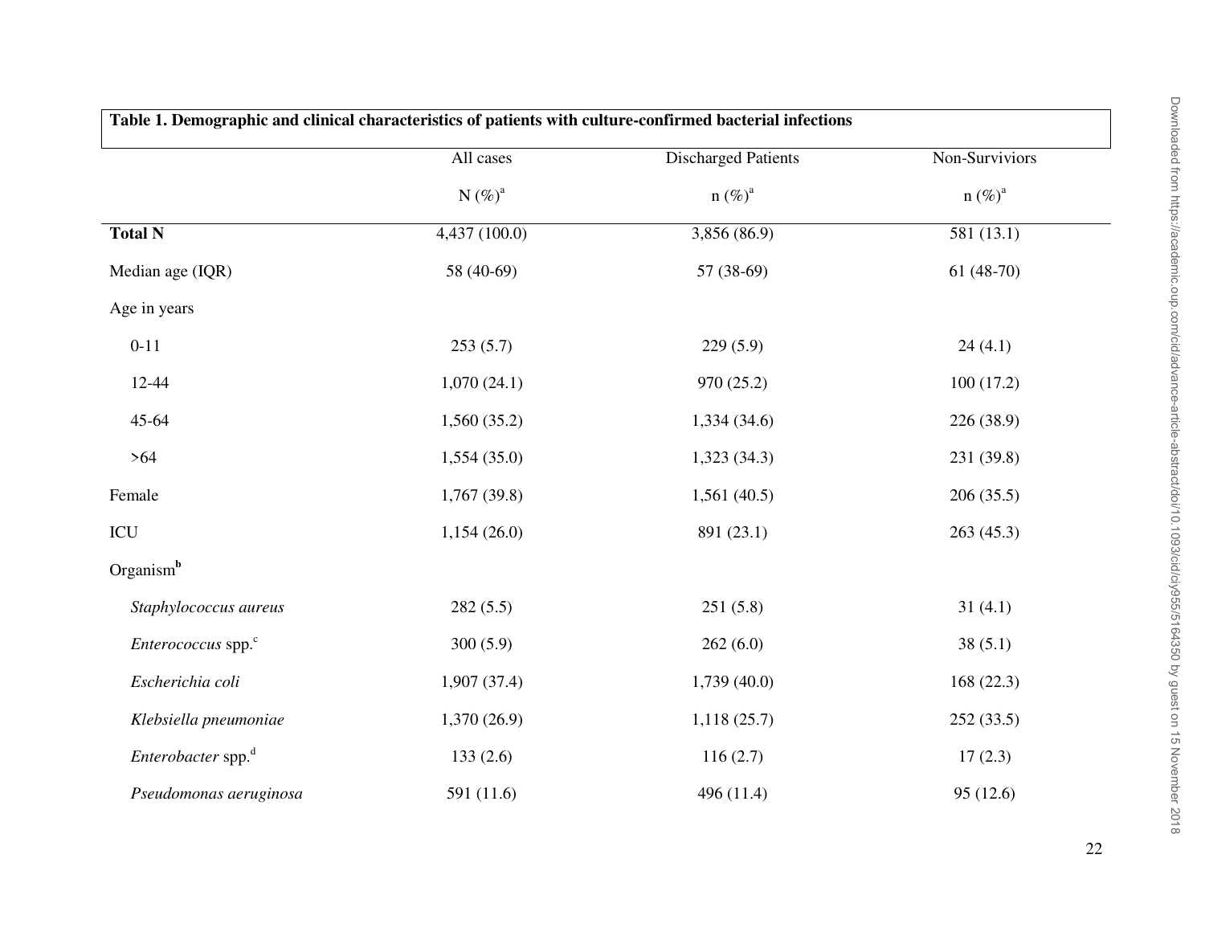**Table 1. Demographic and clinical characteristics of patients with culture-confirmed bacterial infections**

| | All cases | Discharged Patients | Non-Surviviors |
|---|---|---|---|
| | N (%)[a] | n (%)[a] | n (%)[a] |
| **Total N** | 4,437 (100.0) | 3,856 (86.9) | 581 (13.1) |
| Median age (IQR) | 58 (40-69) | 57 (38-69) | 61 (48-70) |
| Age in years | | | |
| 0-11 | 253 (5.7) | 229 (5.9) | 24 (4.1) |
| 12-44 | 1,070 (24.1) | 970 (25.2) | 100 (17.2) |
| 45-64 | 1,560 (35.2) | 1,334 (34.6) | 226 (38.9) |
| >64 | 1,554 (35.0) | 1,323 (34.3) | 231 (39.8) |
| Female | 1,767 (39.8) | 1,561 (40.5) | 206 (35.5) |
| ICU | 1,154 (26.0) | 891 (23.1) | 263 (45.3) |
| Organism[b] | | | |
| *Staphylococcus aureus* | 282 (5.5) | 251 (5.8) | 31 (4.1) |
| *Enterococcus* spp.[c] | 300 (5.9) | 262 (6.0) | 38 (5.1) |
| *Escherichia coli* | 1,907 (37.4) | 1,739 (40.0) | 168 (22.3) |
| *Klebsiella pneumoniae* | 1,370 (26.9) | 1,118 (25.7) | 252 (33.5) |
| *Enterobacter* spp.[d] | 133 (2.6) | 116 (2.7) | 17 (2.3) |
| *Pseudomonas aeruginosa* | 591 (11.6) | 496 (11.4) | 95 (12.6) |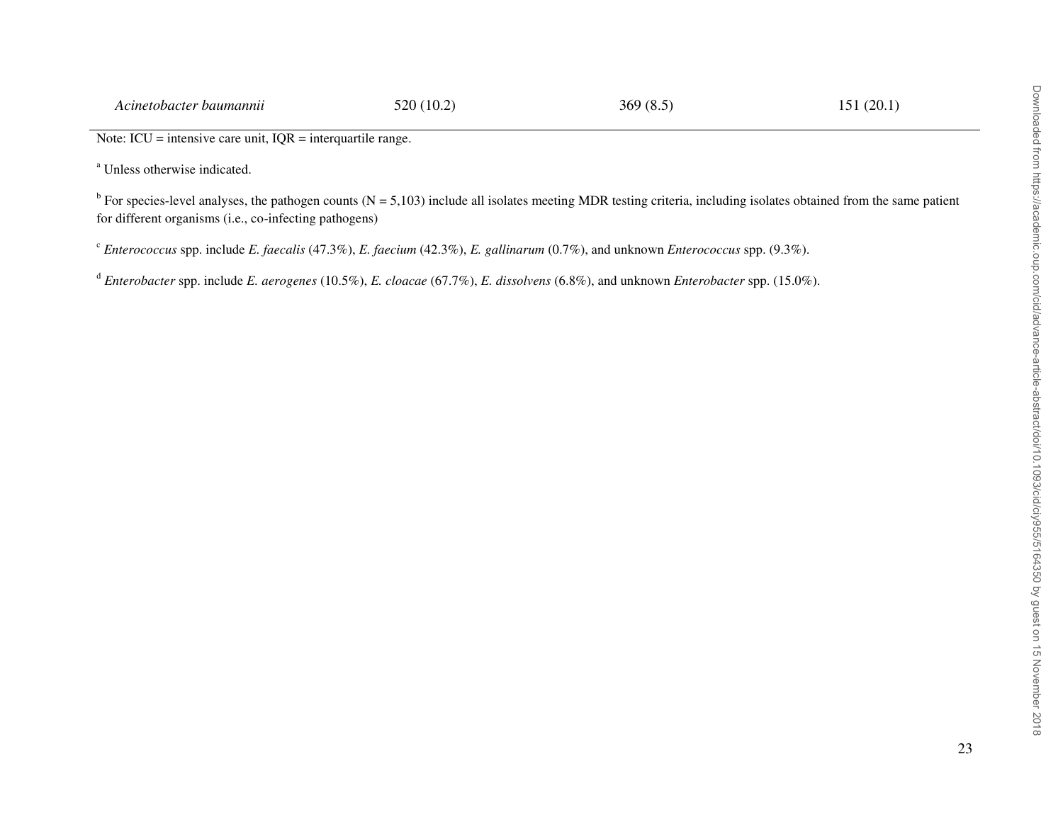| | | | |
|---|---|---|---|
| *Acinetobacter baumannii* | 520 (10.2) | 369 (8.5) | 151 (20.1) |

Note: ICU = intensive care unit, IQR = interquartile range.

[a] Unless otherwise indicated.

[b] For species-level analyses, the pathogen counts (N = 5,103) include all isolates meeting MDR testing criteria, including isolates obtained from the same patient for different organisms (i.e., co-infecting pathogens)

[c] *Enterococcus* spp. include *E. faecalis* (47.3%), *E. faecium* (42.3%), *E. gallinarum* (0.7%), and unknown *Enterococcus* spp. (9.3%).

[d] *Enterobacter* spp. include *E. aerogenes* (10.5%), *E. cloacae* (67.7%), *E. dissolvens* (6.8%), and unknown *Enterobacter* spp. (15.0%).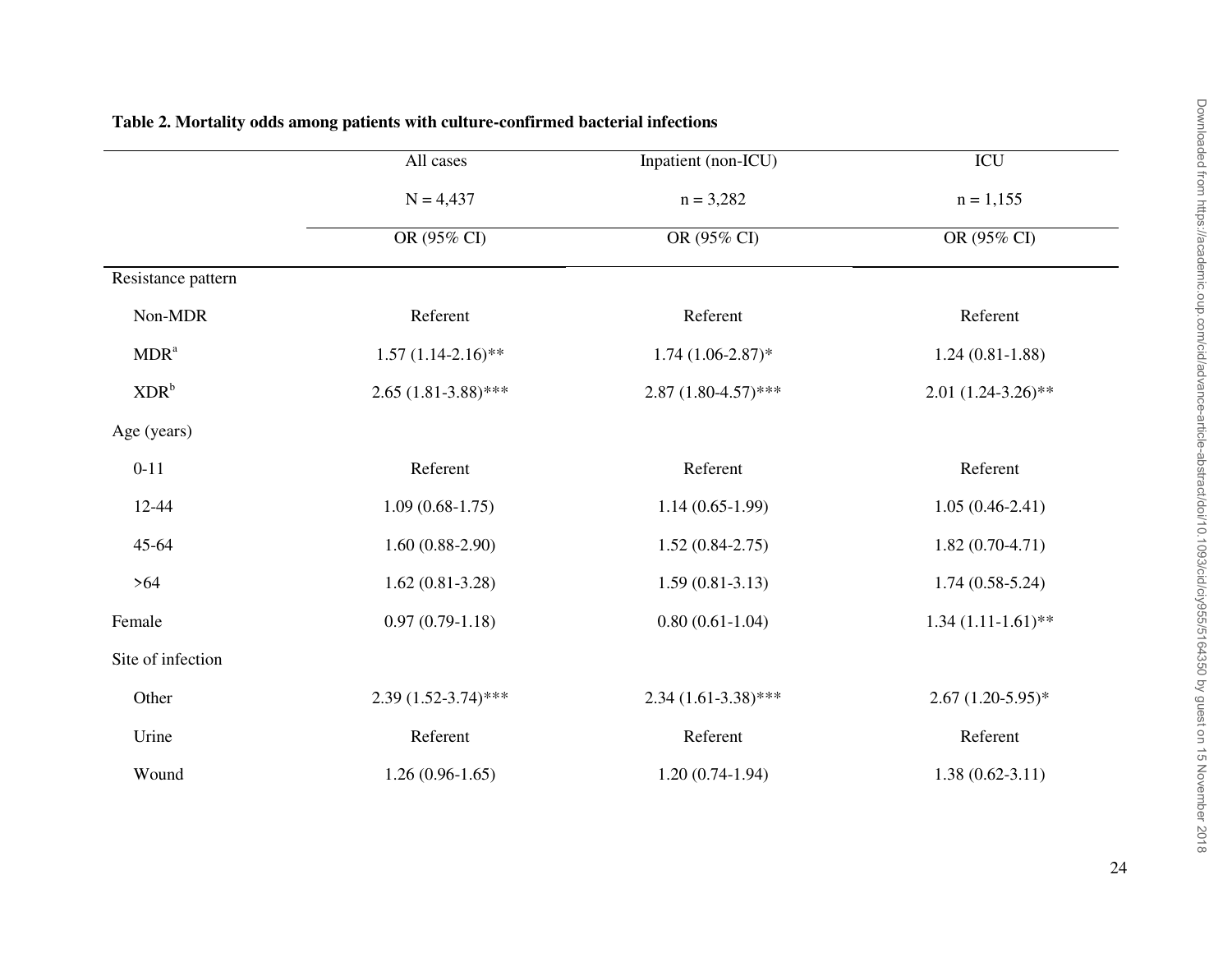**Table 2. Mortality odds among patients with culture-confirmed bacterial infections**

| | All cases | Inpatient (non-ICU) | ICU |
|---|---|---|---|
| | N = 4,437 | n = 3,282 | n = 1,155 |
| | OR (95% CI) | OR (95% CI) | OR (95% CI) |
| Resistance pattern | | | |
| Non-MDR | Referent | Referent | Referent |
| MDR[a] | 1.57 (1.14-2.16)** | 1.74 (1.06-2.87)* | 1.24 (0.81-1.88) |
| XDR[b] | 2.65 (1.81-3.88)*** | 2.87 (1.80-4.57)*** | 2.01 (1.24-3.26)** |
| Age (years) | | | |
| 0-11 | Referent | Referent | Referent |
| 12-44 | 1.09 (0.68-1.75) | 1.14 (0.65-1.99) | 1.05 (0.46-2.41) |
| 45-64 | 1.60 (0.88-2.90) | 1.52 (0.84-2.75) | 1.82 (0.70-4.71) |
| >64 | 1.62 (0.81-3.28) | 1.59 (0.81-3.13) | 1.74 (0.58-5.24) |
| Female | 0.97 (0.79-1.18) | 0.80 (0.61-1.04) | 1.34 (1.11-1.61)** |
| Site of infection | | | |
| Other | 2.39 (1.52-3.74)*** | 2.34 (1.61-3.38)*** | 2.67 (1.20-5.95)* |
| Urine | Referent | Referent | Referent |
| Wound | 1.26 (0.96-1.65) | 1.20 (0.74-1.94) | 1.38 (0.62-3.11) |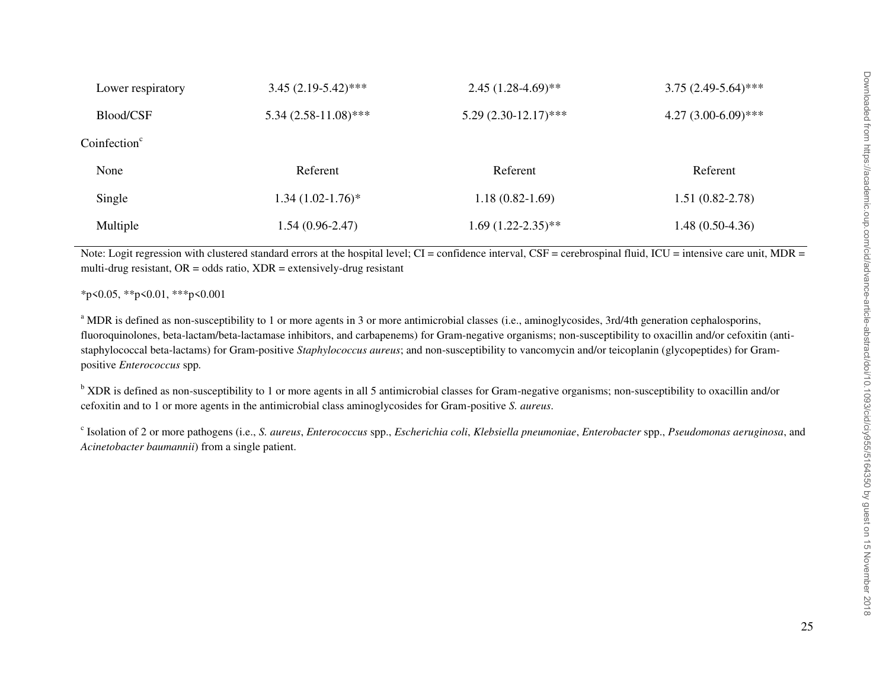| | | | |
|---|---|---|---|
| Lower respiratory | 3.45 (2.19-5.42)*** | 2.45 (1.28-4.69)** | 3.75 (2.49-5.64)*** |
| Blood/CSF | 5.34 (2.58-11.08)*** | 5.29 (2.30-12.17)*** | 4.27 (3.00-6.09)*** |
| Coinfection[c] | | | |
| None | Referent | Referent | Referent |
| Single | 1.34 (1.02-1.76)* | 1.18 (0.82-1.69) | 1.51 (0.82-2.78) |
| Multiple | 1.54 (0.96-2.47) | 1.69 (1.22-2.35)** | 1.48 (0.50-4.36) |

Note: Logit regression with clustered standard errors at the hospital level; CI = confidence interval, CSF = cerebrospinal fluid, ICU = intensive care unit, MDR = multi-drug resistant, OR = odds ratio, XDR = extensively-drug resistant

*p<0.05, **p<0.01, ***p<0.001

[a] MDR is defined as non-susceptibility to 1 or more agents in 3 or more antimicrobial classes (i.e., aminoglycosides, 3rd/4th generation cephalosporins, fluoroquinolones, beta-lactam/beta-lactamase inhibitors, and carbapenems) for Gram-negative organisms; non-susceptibility to oxacillin and/or cefoxitin (anti-staphylococcal beta-lactams) for Gram-positive *Staphylococcus aureus*; and non-susceptibility to vancomycin and/or teicoplanin (glycopeptides) for Gram-positive *Enterococcus* spp.

[b] XDR is defined as non-susceptibility to 1 or more agents in all 5 antimicrobial classes for Gram-negative organisms; non-susceptibility to oxacillin and/or cefoxitin and to 1 or more agents in the antimicrobial class aminoglycosides for Gram-positive *S. aureus*.

[c] Isolation of 2 or more pathogens (i.e., *S. aureus*, *Enterococcus* spp., *Escherichia coli*, *Klebsiella pneumoniae*, *Enterobacter* spp., *Pseudomonas aeruginosa*, and *Acinetobacter baumannii*) from a single patient.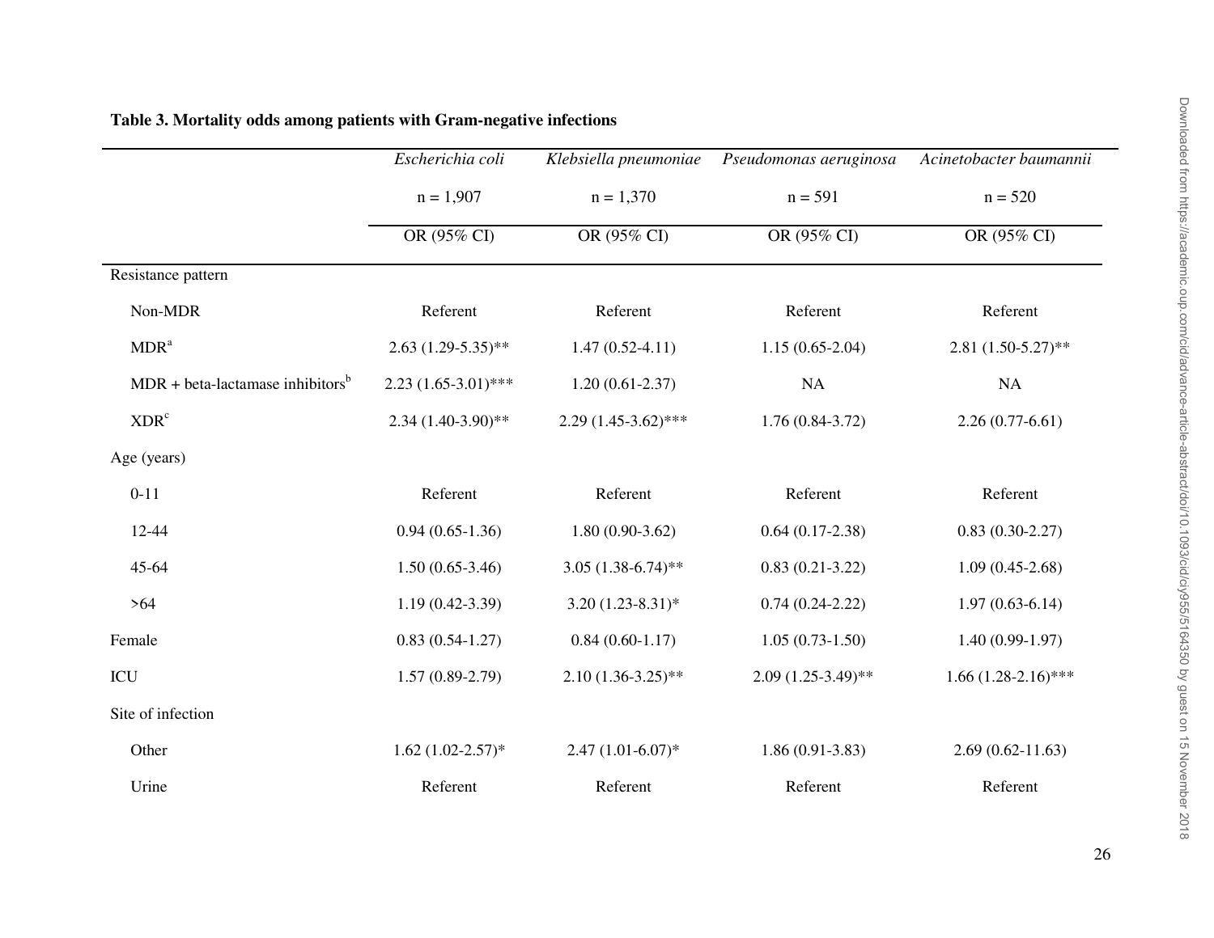**Table 3. Mortality odds among patients with Gram-negative infections**

| | *Escherichia coli* | *Klebsiella pneumoniae* | *Pseudomonas aeruginosa* | *Acinetobacter baumannii* |
|---|---|---|---|---|
| | n = 1,907 | n = 1,370 | n = 591 | n = 520 |
| | OR (95% CI) | OR (95% CI) | OR (95% CI) | OR (95% CI) |
| Resistance pattern | | | | |
| Non-MDR | Referent | Referent | Referent | Referent |
| MDR[a] | 2.63 (1.29-5.35)** | 1.47 (0.52-4.11) | 1.15 (0.65-2.04) | 2.81 (1.50-5.27)** |
| MDR + beta-lactamase inhibitors[b] | 2.23 (1.65-3.01)*** | 1.20 (0.61-2.37) | NA | NA |
| XDR[c] | 2.34 (1.40-3.90)** | 2.29 (1.45-3.62)*** | 1.76 (0.84-3.72) | 2.26 (0.77-6.61) |
| Age (years) | | | | |
| 0-11 | Referent | Referent | Referent | Referent |
| 12-44 | 0.94 (0.65-1.36) | 1.80 (0.90-3.62) | 0.64 (0.17-2.38) | 0.83 (0.30-2.27) |
| 45-64 | 1.50 (0.65-3.46) | 3.05 (1.38-6.74)** | 0.83 (0.21-3.22) | 1.09 (0.45-2.68) |
| >64 | 1.19 (0.42-3.39) | 3.20 (1.23-8.31)* | 0.74 (0.24-2.22) | 1.97 (0.63-6.14) |
| Female | 0.83 (0.54-1.27) | 0.84 (0.60-1.17) | 1.05 (0.73-1.50) | 1.40 (0.99-1.97) |
| ICU | 1.57 (0.89-2.79) | 2.10 (1.36-3.25)** | 2.09 (1.25-3.49)** | 1.66 (1.28-2.16)*** |
| Site of infection | | | | |
| Other | 1.62 (1.02-2.57)* | 2.47 (1.01-6.07)* | 1.86 (0.91-3.83) | 2.69 (0.62-11.63) |
| Urine | Referent | Referent | Referent | Referent |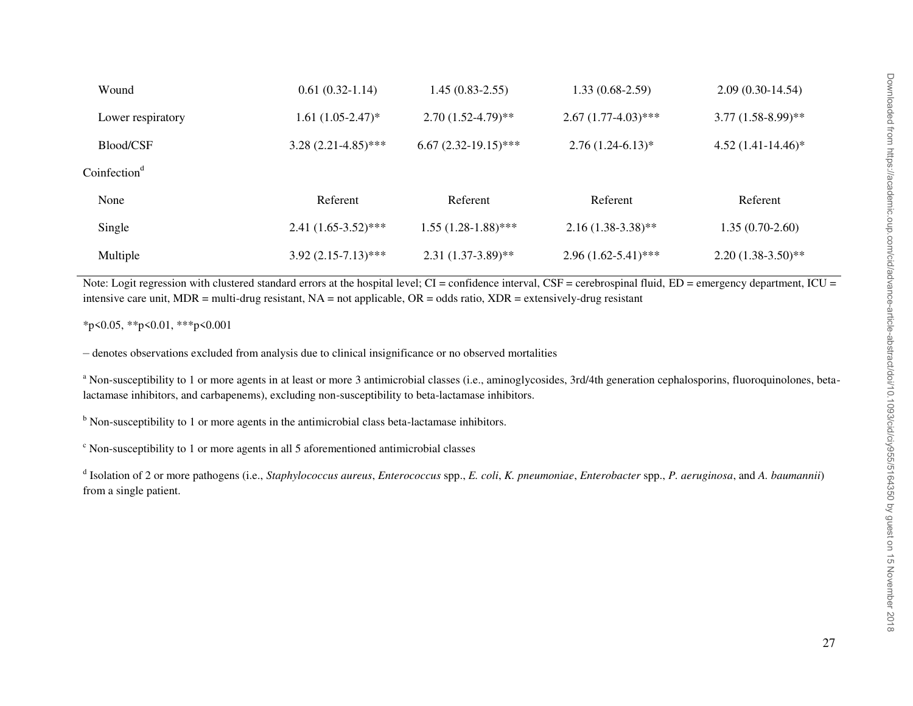| | | | | |
|---|---|---|---|---|
| Wound | 0.61 (0.32-1.14) | 1.45 (0.83-2.55) | 1.33 (0.68-2.59) | 2.09 (0.30-14.54) |
| Lower respiratory | 1.61 (1.05-2.47)* | 2.70 (1.52-4.79)** | 2.67 (1.77-4.03)*** | 3.77 (1.58-8.99)** |
| Blood/CSF | 3.28 (2.21-4.85)*** | 6.67 (2.32-19.15)*** | 2.76 (1.24-6.13)* | 4.52 (1.41-14.46)* |
| Coinfection[d] | | | | |
| None | Referent | Referent | Referent | Referent |
| Single | 2.41 (1.65-3.52)*** | 1.55 (1.28-1.88)*** | 2.16 (1.38-3.38)** | 1.35 (0.70-2.60) |
| Multiple | 3.92 (2.15-7.13)*** | 2.31 (1.37-3.89)** | 2.96 (1.62-5.41)*** | 2.20 (1.38-3.50)** |

Note: Logit regression with clustered standard errors at the hospital level; CI = confidence interval, CSF = cerebrospinal fluid, ED = emergency department, ICU = intensive care unit, MDR = multi-drug resistant, NA = not applicable, OR = odds ratio, XDR = extensively-drug resistant

*p<0.05, **p<0.01, ***p<0.001

– denotes observations excluded from analysis due to clinical insignificance or no observed mortalities

[a] Non-susceptibility to 1 or more agents in at least or more 3 antimicrobial classes (i.e., aminoglycosides, 3rd/4th generation cephalosporins, fluoroquinolones, beta-lactamase inhibitors, and carbapenems), excluding non-susceptibility to beta-lactamase inhibitors.

[b] Non-susceptibility to 1 or more agents in the antimicrobial class beta-lactamase inhibitors.

[c] Non-susceptibility to 1 or more agents in all 5 aforementioned antimicrobial classes

[d] Isolation of 2 or more pathogens (i.e., *Staphylococcus aureus*, *Enterococcus* spp., *E. coli*, *K. pneumoniae*, *Enterobacter* spp., *P. aeruginosa*, and *A. baumannii*) from a single patient.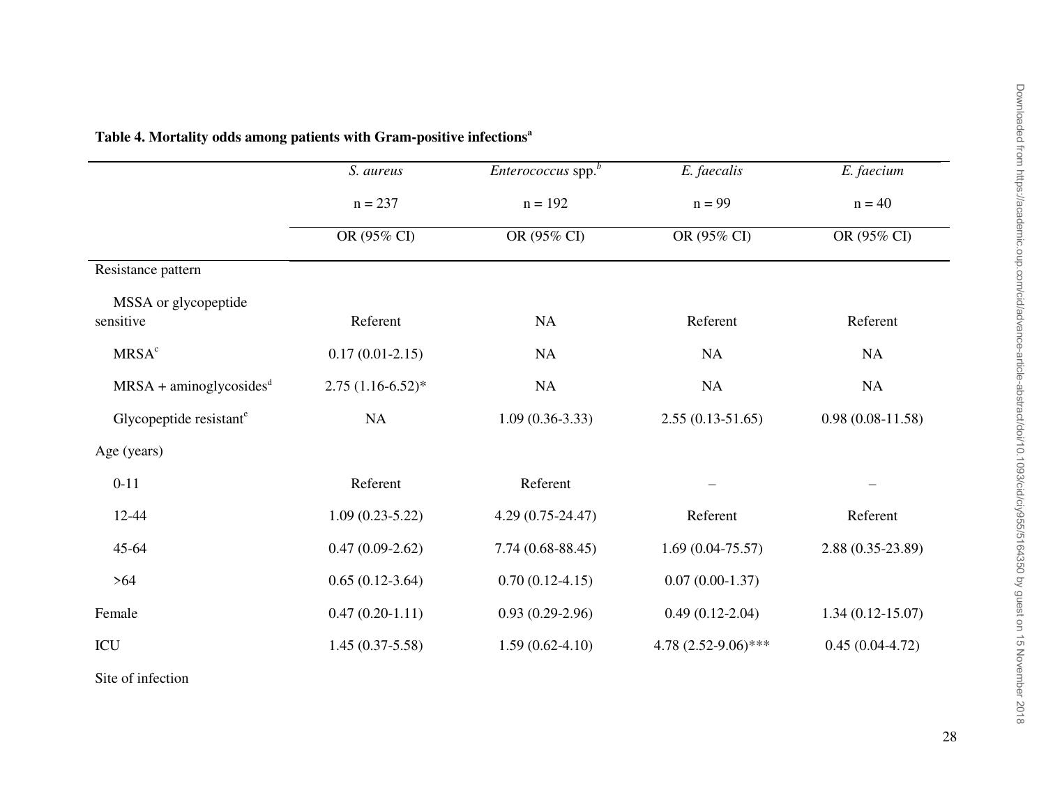**Table 4. Mortality odds among patients with Gram-positive infections[a]**

| | *S. aureus* | *Enterococcus* spp.[b] | *E. faecalis* | *E. faecium* |
|---|---|---|---|---|
| | n = 237 | n = 192 | n = 99 | n = 40 |
| | OR (95% CI) | OR (95% CI) | OR (95% CI) | OR (95% CI) |
| Resistance pattern | | | | |
| MSSA or glycopeptide sensitive | Referent | NA | Referent | Referent |
| MRSA[c] | 0.17 (0.01-2.15) | NA | NA | NA |
| MRSA + aminoglycosides[d] | 2.75 (1.16-6.52)* | NA | NA | NA |
| Glycopeptide resistant[e] | NA | 1.09 (0.36-3.33) | 2.55 (0.13-51.65) | 0.98 (0.08-11.58) |
| Age (years) | | | | |
| 0-11 | Referent | Referent | – | – |
| 12-44 | 1.09 (0.23-5.22) | 4.29 (0.75-24.47) | Referent | Referent |
| 45-64 | 0.47 (0.09-2.62) | 7.74 (0.68-88.45) | 1.69 (0.04-75.57) | 2.88 (0.35-23.89) |
| >64 | 0.65 (0.12-3.64) | 0.70 (0.12-4.15) | 0.07 (0.00-1.37) | |
| Female | 0.47 (0.20-1.11) | 0.93 (0.29-2.96) | 0.49 (0.12-2.04) | 1.34 (0.12-15.07) |
| ICU | 1.45 (0.37-5.58) | 1.59 (0.62-4.10) | 4.78 (2.52-9.06)*** | 0.45 (0.04-4.72) |
| Site of infection | | | | |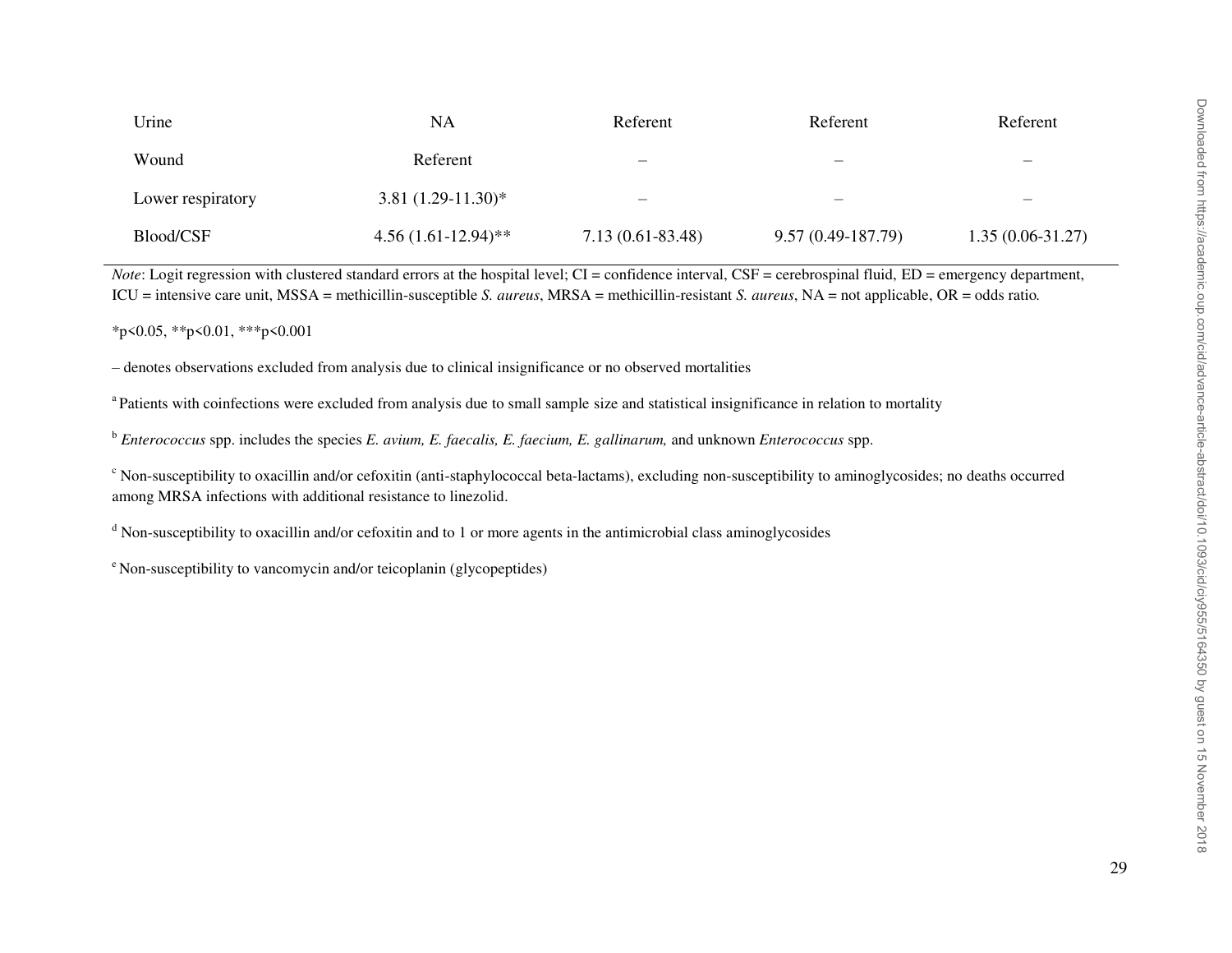| | | | | |
|---|---|---|---|---|
| Urine | NA | Referent | Referent | Referent |
| Wound | Referent | – | – | – |
| Lower respiratory | 3.81 (1.29-11.30)* | – | – | – |
| Blood/CSF | 4.56 (1.61-12.94)** | 7.13 (0.61-83.48) | 9.57 (0.49-187.79) | 1.35 (0.06-31.27) |

*Note*: Logit regression with clustered standard errors at the hospital level; CI = confidence interval, CSF = cerebrospinal fluid, ED = emergency department, ICU = intensive care unit, MSSA = methicillin-susceptible *S. aureus*, MRSA = methicillin-resistant *S. aureus*, NA = not applicable, OR = odds ratio.

*p<0.05, **p<0.01, ***p<0.001

– denotes observations excluded from analysis due to clinical insignificance or no observed mortalities

[a] Patients with coinfections were excluded from analysis due to small sample size and statistical insignificance in relation to mortality

[b] *Enterococcus* spp. includes the species *E. avium, E. faecalis, E. faecium, E. gallinarum,* and unknown *Enterococcus* spp.

[c] Non-susceptibility to oxacillin and/or cefoxitin (anti-staphylococcal beta-lactams), excluding non-susceptibility to aminoglycosides; no deaths occurred among MRSA infections with additional resistance to linezolid.

[d] Non-susceptibility to oxacillin and/or cefoxitin and to 1 or more agents in the antimicrobial class aminoglycosides

[e] Non-susceptibility to vancomycin and/or teicoplanin (glycopeptides)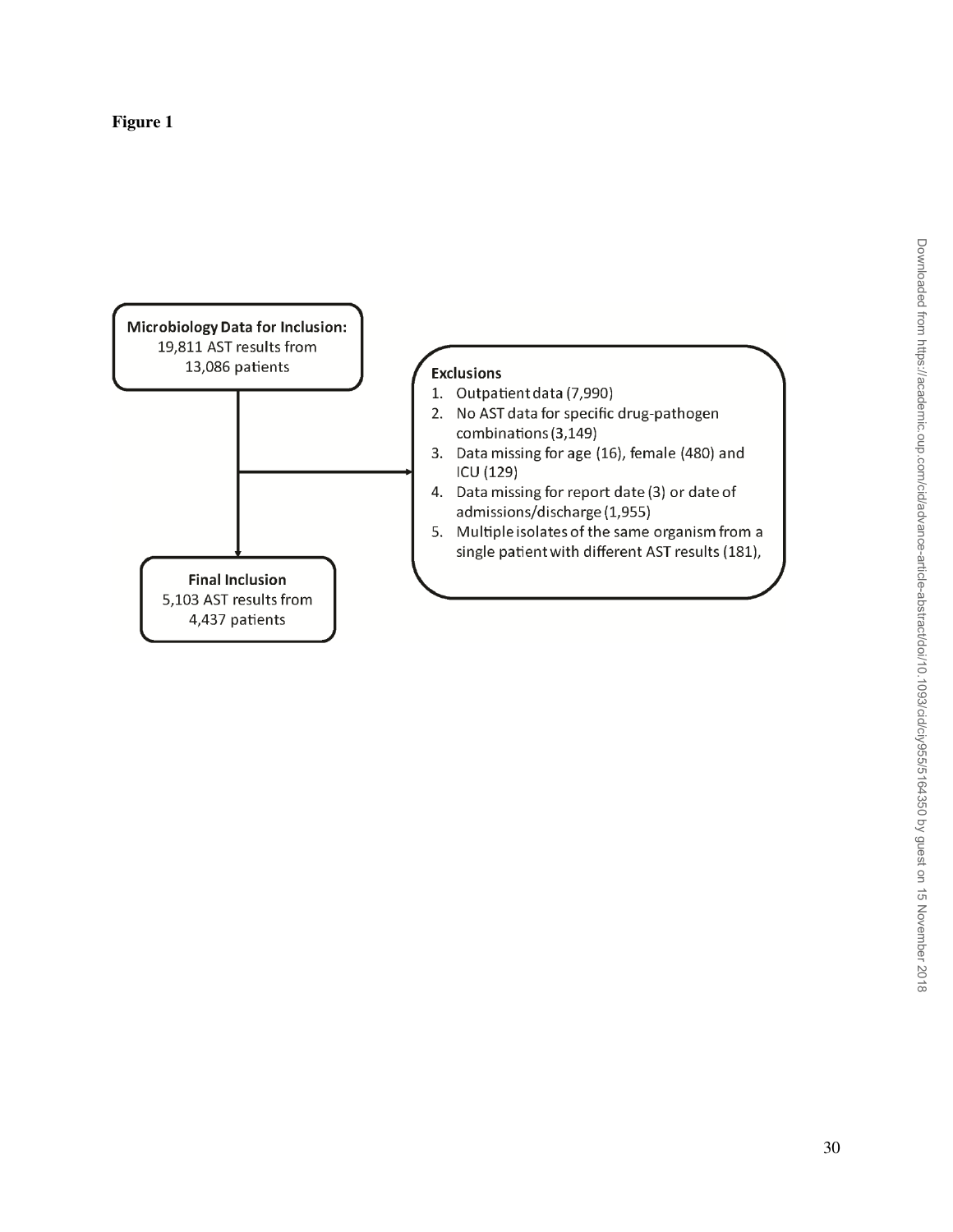**Figure 1**

**Microbiology Data for Inclusion:**
19,811 AST results from
13,086 patients

**Exclusions**
1. Outpatient data (7,990)
2. No AST data for specific drug-pathogen combinations (3,149)
3. Data missing for age (16), female (480) and ICU (129)
4. Data missing for report date (3) or date of admissions/discharge (1,955)
5. Multiple isolates of the same organism from a single patient with different AST results (181),

**Final Inclusion**
5,103 AST results from
4,437 patients